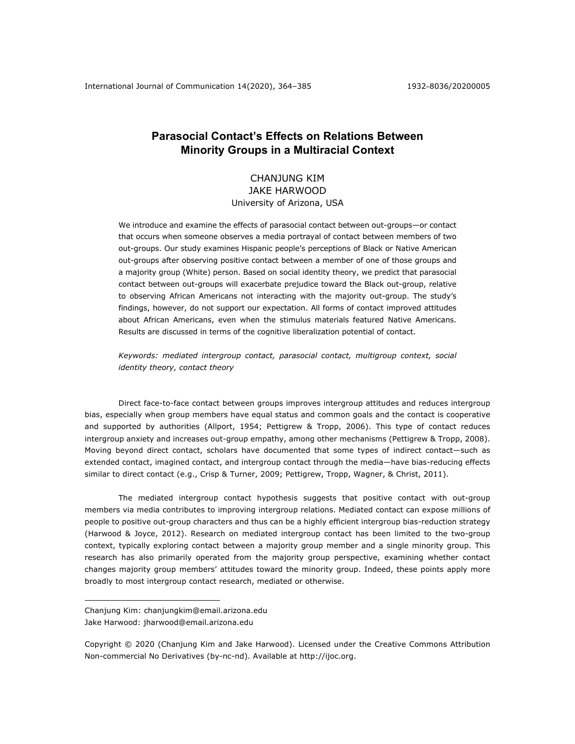# Parasocial Contact's Effects on Relations Between Minority Groups in a Multiracial Context

CHANJUNG KIM
JAKE HARWOOD
University of Arizona, USA

We introduce and examine the effects of parasocial contact between out-groups—or contact that occurs when someone observes a media portrayal of contact between members of two out-groups. Our study examines Hispanic people's perceptions of Black or Native American out-groups after observing positive contact between a member of one of those groups and a majority group (White) person. Based on social identity theory, we predict that parasocial contact between out-groups will exacerbate prejudice toward the Black out-group, relative to observing African Americans not interacting with the majority out-group. The study's findings, however, do not support our expectation. All forms of contact improved attitudes about African Americans, even when the stimulus materials featured Native Americans. Results are discussed in terms of the cognitive liberalization potential of contact.

*Keywords: mediated intergroup contact, parasocial contact, multigroup context, social identity theory, contact theory*

Direct face-to-face contact between groups improves intergroup attitudes and reduces intergroup bias, especially when group members have equal status and common goals and the contact is cooperative and supported by authorities (Allport, 1954; Pettigrew & Tropp, 2006). This type of contact reduces intergroup anxiety and increases out-group empathy, among other mechanisms (Pettigrew & Tropp, 2008). Moving beyond direct contact, scholars have documented that some types of indirect contact—such as extended contact, imagined contact, and intergroup contact through the media—have bias-reducing effects similar to direct contact (e.g., Crisp & Turner, 2009; Pettigrew, Tropp, Wagner, & Christ, 2011).

The mediated intergroup contact hypothesis suggests that positive contact with out-group members via media contributes to improving intergroup relations. Mediated contact can expose millions of people to positive out-group characters and thus can be a highly efficient intergroup bias-reduction strategy (Harwood & Joyce, 2012). Research on mediated intergroup contact has been limited to the two-group context, typically exploring contact between a majority group member and a single minority group. This research has also primarily operated from the majority group perspective, examining whether contact changes majority group members' attitudes toward the minority group. Indeed, these points apply more broadly to most intergroup contact research, mediated or otherwise.

---

Chanjung Kim: chanjungkim@email.arizona.edu
Jake Harwood: jharwood@email.arizona.edu

Copyright © 2020 (Chanjung Kim and Jake Harwood). Licensed under the Creative Commons Attribution Non-commercial No Derivatives (by-nc-nd). Available at http://ijoc.org.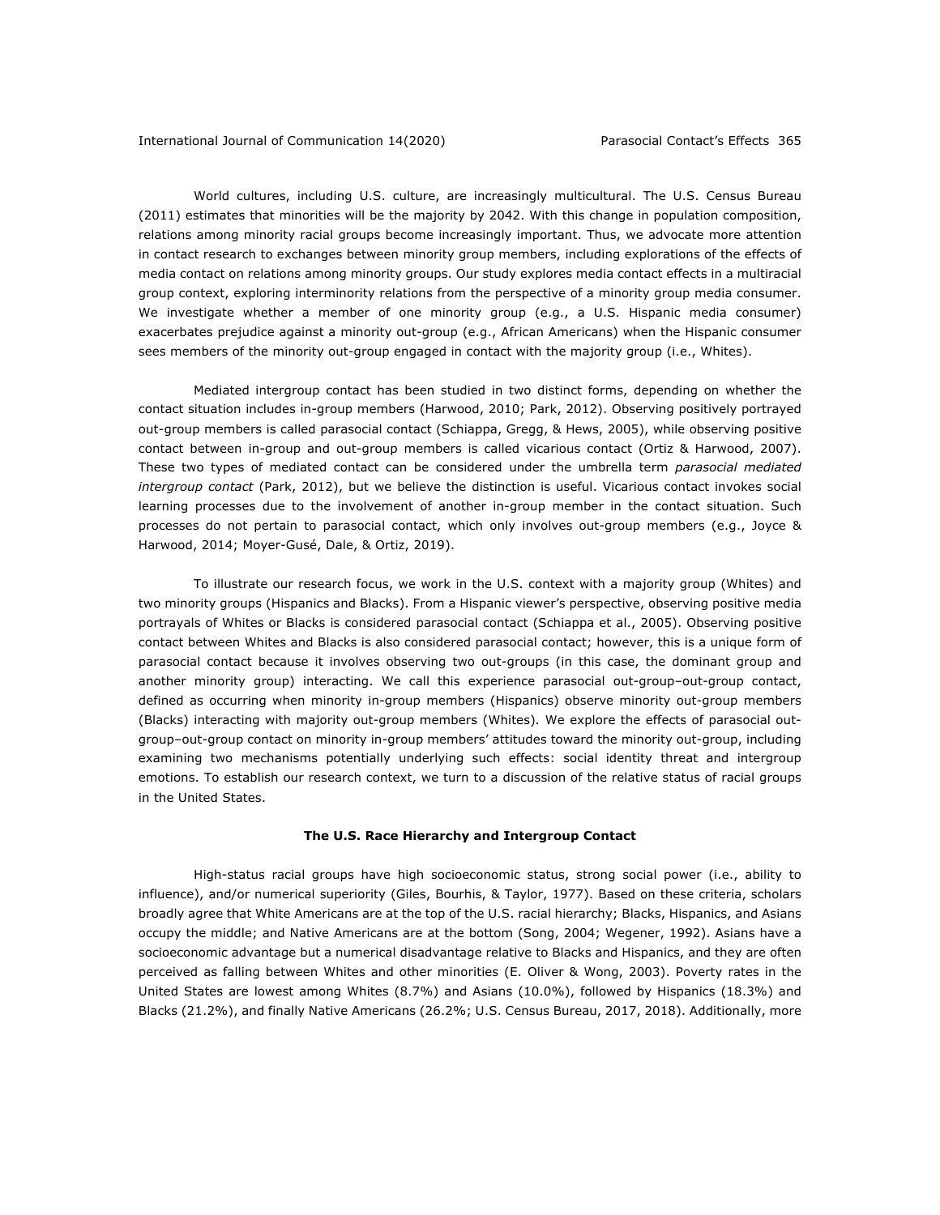World cultures, including U.S. culture, are increasingly multicultural. The U.S. Census Bureau (2011) estimates that minorities will be the majority by 2042. With this change in population composition, relations among minority racial groups become increasingly important. Thus, we advocate more attention in contact research to exchanges between minority group members, including explorations of the effects of media contact on relations among minority groups. Our study explores media contact effects in a multiracial group context, exploring interminority relations from the perspective of a minority group media consumer. We investigate whether a member of one minority group (e.g., a U.S. Hispanic media consumer) exacerbates prejudice against a minority out-group (e.g., African Americans) when the Hispanic consumer sees members of the minority out-group engaged in contact with the majority group (i.e., Whites).

Mediated intergroup contact has been studied in two distinct forms, depending on whether the contact situation includes in-group members (Harwood, 2010; Park, 2012). Observing positively portrayed out-group members is called parasocial contact (Schiappa, Gregg, & Hews, 2005), while observing positive contact between in-group and out-group members is called vicarious contact (Ortiz & Harwood, 2007). These two types of mediated contact can be considered under the umbrella term *parasocial mediated intergroup contact* (Park, 2012), but we believe the distinction is useful. Vicarious contact invokes social learning processes due to the involvement of another in-group member in the contact situation. Such processes do not pertain to parasocial contact, which only involves out-group members (e.g., Joyce & Harwood, 2014; Moyer-Gusé, Dale, & Ortiz, 2019).

To illustrate our research focus, we work in the U.S. context with a majority group (Whites) and two minority groups (Hispanics and Blacks). From a Hispanic viewer's perspective, observing positive media portrayals of Whites or Blacks is considered parasocial contact (Schiappa et al., 2005). Observing positive contact between Whites and Blacks is also considered parasocial contact; however, this is a unique form of parasocial contact because it involves observing two out-groups (in this case, the dominant group and another minority group) interacting. We call this experience parasocial out-group–out-group contact, defined as occurring when minority in-group members (Hispanics) observe minority out-group members (Blacks) interacting with majority out-group members (Whites). We explore the effects of parasocial out-group–out-group contact on minority in-group members' attitudes toward the minority out-group, including examining two mechanisms potentially underlying such effects: social identity threat and intergroup emotions. To establish our research context, we turn to a discussion of the relative status of racial groups in the United States.

### The U.S. Race Hierarchy and Intergroup Contact

High-status racial groups have high socioeconomic status, strong social power (i.e., ability to influence), and/or numerical superiority (Giles, Bourhis, & Taylor, 1977). Based on these criteria, scholars broadly agree that White Americans are at the top of the U.S. racial hierarchy; Blacks, Hispanics, and Asians occupy the middle; and Native Americans are at the bottom (Song, 2004; Wegener, 1992). Asians have a socioeconomic advantage but a numerical disadvantage relative to Blacks and Hispanics, and they are often perceived as falling between Whites and other minorities (E. Oliver & Wong, 2003). Poverty rates in the United States are lowest among Whites (8.7%) and Asians (10.0%), followed by Hispanics (18.3%) and Blacks (21.2%), and finally Native Americans (26.2%; U.S. Census Bureau, 2017, 2018). Additionally, more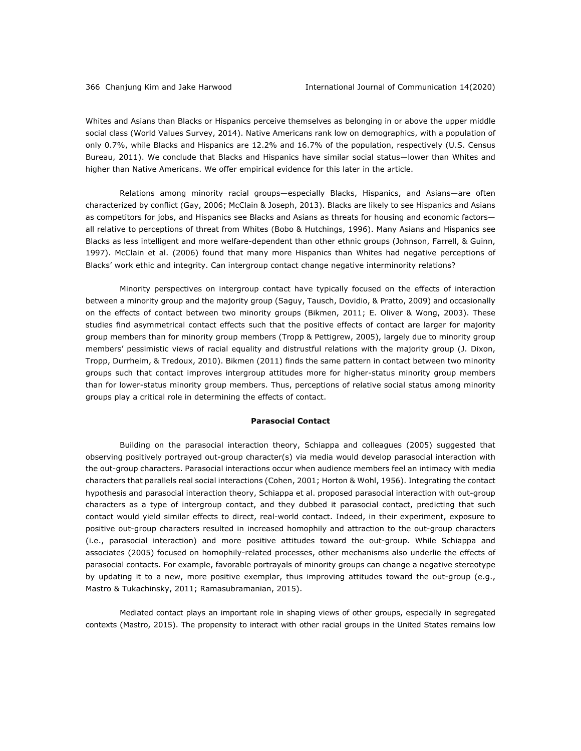Whites and Asians than Blacks or Hispanics perceive themselves as belonging in or above the upper middle social class (World Values Survey, 2014). Native Americans rank low on demographics, with a population of only 0.7%, while Blacks and Hispanics are 12.2% and 16.7% of the population, respectively (U.S. Census Bureau, 2011). We conclude that Blacks and Hispanics have similar social status—lower than Whites and higher than Native Americans. We offer empirical evidence for this later in the article.

Relations among minority racial groups—especially Blacks, Hispanics, and Asians—are often characterized by conflict (Gay, 2006; McClain & Joseph, 2013). Blacks are likely to see Hispanics and Asians as competitors for jobs, and Hispanics see Blacks and Asians as threats for housing and economic factors—all relative to perceptions of threat from Whites (Bobo & Hutchings, 1996). Many Asians and Hispanics see Blacks as less intelligent and more welfare-dependent than other ethnic groups (Johnson, Farrell, & Guinn, 1997). McClain et al. (2006) found that many more Hispanics than Whites had negative perceptions of Blacks' work ethic and integrity. Can intergroup contact change negative interminority relations?

Minority perspectives on intergroup contact have typically focused on the effects of interaction between a minority group and the majority group (Saguy, Tausch, Dovidio, & Pratto, 2009) and occasionally on the effects of contact between two minority groups (Bikmen, 2011; E. Oliver & Wong, 2003). These studies find asymmetrical contact effects such that the positive effects of contact are larger for majority group members than for minority group members (Tropp & Pettigrew, 2005), largely due to minority group members' pessimistic views of racial equality and distrustful relations with the majority group (J. Dixon, Tropp, Durrheim, & Tredoux, 2010). Bikmen (2011) finds the same pattern in contact between two minority groups such that contact improves intergroup attitudes more for higher-status minority group members than for lower-status minority group members. Thus, perceptions of relative social status among minority groups play a critical role in determining the effects of contact.

## Parasocial Contact

Building on the parasocial interaction theory, Schiappa and colleagues (2005) suggested that observing positively portrayed out-group character(s) via media would develop parasocial interaction with the out-group characters. Parasocial interactions occur when audience members feel an intimacy with media characters that parallels real social interactions (Cohen, 2001; Horton & Wohl, 1956). Integrating the contact hypothesis and parasocial interaction theory, Schiappa et al. proposed parasocial interaction with out-group characters as a type of intergroup contact, and they dubbed it parasocial contact, predicting that such contact would yield similar effects to direct, real-world contact. Indeed, in their experiment, exposure to positive out-group characters resulted in increased homophily and attraction to the out-group characters (i.e., parasocial interaction) and more positive attitudes toward the out-group. While Schiappa and associates (2005) focused on homophily-related processes, other mechanisms also underlie the effects of parasocial contacts. For example, favorable portrayals of minority groups can change a negative stereotype by updating it to a new, more positive exemplar, thus improving attitudes toward the out-group (e.g., Mastro & Tukachinsky, 2011; Ramasubramanian, 2015).

Mediated contact plays an important role in shaping views of other groups, especially in segregated contexts (Mastro, 2015). The propensity to interact with other racial groups in the United States remains low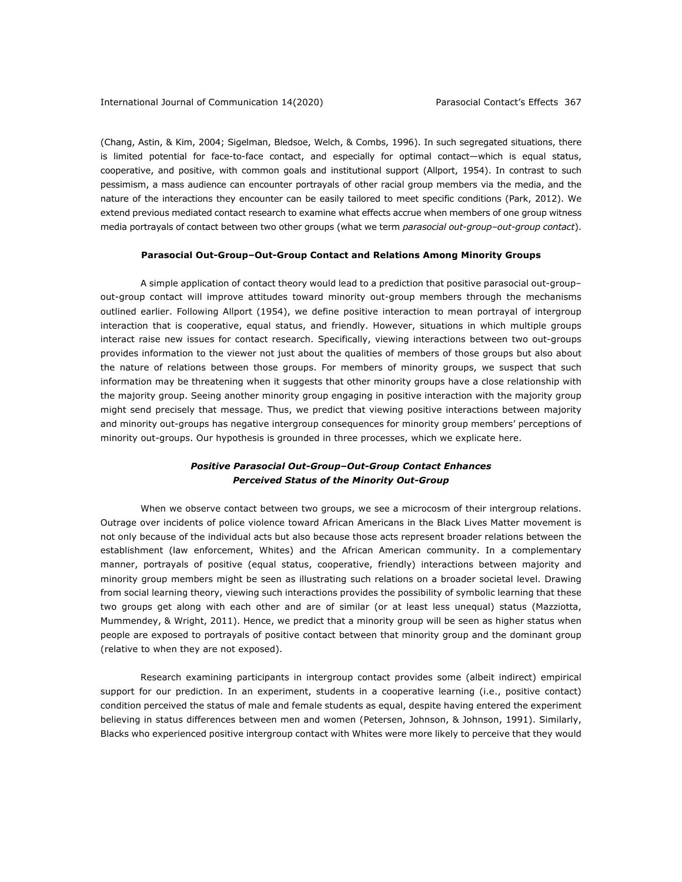(Chang, Astin, & Kim, 2004; Sigelman, Bledsoe, Welch, & Combs, 1996). In such segregated situations, there is limited potential for face-to-face contact, and especially for optimal contact—which is equal status, cooperative, and positive, with common goals and institutional support (Allport, 1954). In contrast to such pessimism, a mass audience can encounter portrayals of other racial group members via the media, and the nature of the interactions they encounter can be easily tailored to meet specific conditions (Park, 2012). We extend previous mediated contact research to examine what effects accrue when members of one group witness media portrayals of contact between two other groups (what we term *parasocial out-group–out-group contact*).

## Parasocial Out-Group–Out-Group Contact and Relations Among Minority Groups

A simple application of contact theory would lead to a prediction that positive parasocial out-group–out-group contact will improve attitudes toward minority out-group members through the mechanisms outlined earlier. Following Allport (1954), we define positive interaction to mean portrayal of intergroup interaction that is cooperative, equal status, and friendly. However, situations in which multiple groups interact raise new issues for contact research. Specifically, viewing interactions between two out-groups provides information to the viewer not just about the qualities of members of those groups but also about the nature of relations between those groups. For members of minority groups, we suspect that such information may be threatening when it suggests that other minority groups have a close relationship with the majority group. Seeing another minority group engaging in positive interaction with the majority group might send precisely that message. Thus, we predict that viewing positive interactions between majority and minority out-groups has negative intergroup consequences for minority group members' perceptions of minority out-groups. Our hypothesis is grounded in three processes, which we explicate here.

### *Positive Parasocial Out-Group–Out-Group Contact Enhances Perceived Status of the Minority Out-Group*

When we observe contact between two groups, we see a microcosm of their intergroup relations. Outrage over incidents of police violence toward African Americans in the Black Lives Matter movement is not only because of the individual acts but also because those acts represent broader relations between the establishment (law enforcement, Whites) and the African American community. In a complementary manner, portrayals of positive (equal status, cooperative, friendly) interactions between majority and minority group members might be seen as illustrating such relations on a broader societal level. Drawing from social learning theory, viewing such interactions provides the possibility of symbolic learning that these two groups get along with each other and are of similar (or at least less unequal) status (Mazziotta, Mummendey, & Wright, 2011). Hence, we predict that a minority group will be seen as higher status when people are exposed to portrayals of positive contact between that minority group and the dominant group (relative to when they are not exposed).

Research examining participants in intergroup contact provides some (albeit indirect) empirical support for our prediction. In an experiment, students in a cooperative learning (i.e., positive contact) condition perceived the status of male and female students as equal, despite having entered the experiment believing in status differences between men and women (Petersen, Johnson, & Johnson, 1991). Similarly, Blacks who experienced positive intergroup contact with Whites were more likely to perceive that they would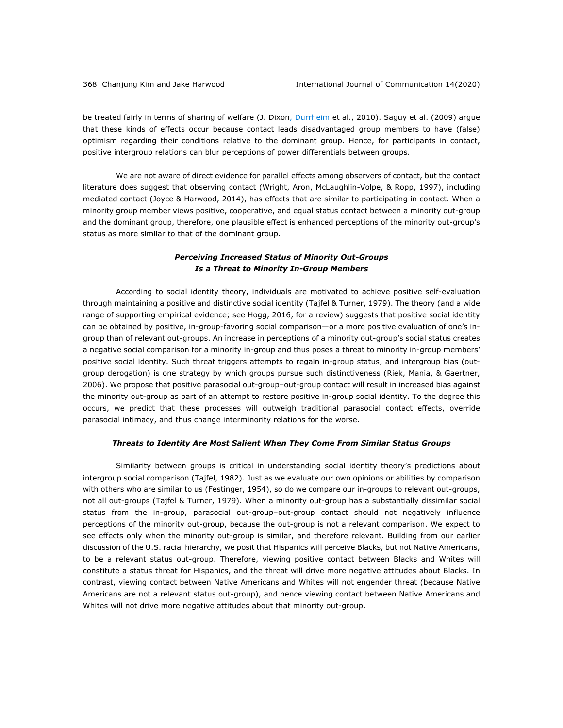be treated fairly in terms of sharing of welfare (J. Dixon, Durrheim et al., 2010). Saguy et al. (2009) argue that these kinds of effects occur because contact leads disadvantaged group members to have (false) optimism regarding their conditions relative to the dominant group. Hence, for participants in contact, positive intergroup relations can blur perceptions of power differentials between groups.

We are not aware of direct evidence for parallel effects among observers of contact, but the contact literature does suggest that observing contact (Wright, Aron, McLaughlin-Volpe, & Ropp, 1997), including mediated contact (Joyce & Harwood, 2014), has effects that are similar to participating in contact. When a minority group member views positive, cooperative, and equal status contact between a minority out-group and the dominant group, therefore, one plausible effect is enhanced perceptions of the minority out-group's status as more similar to that of the dominant group.

### *Perceiving Increased Status of Minority Out-Groups Is a Threat to Minority In-Group Members*

According to social identity theory, individuals are motivated to achieve positive self-evaluation through maintaining a positive and distinctive social identity (Tajfel & Turner, 1979). The theory (and a wide range of supporting empirical evidence; see Hogg, 2016, for a review) suggests that positive social identity can be obtained by positive, in-group-favoring social comparison—or a more positive evaluation of one's in-group than of relevant out-groups. An increase in perceptions of a minority out-group's social status creates a negative social comparison for a minority in-group and thus poses a threat to minority in-group members' positive social identity. Such threat triggers attempts to regain in-group status, and intergroup bias (out-group derogation) is one strategy by which groups pursue such distinctiveness (Riek, Mania, & Gaertner, 2006). We propose that positive parasocial out-group–out-group contact will result in increased bias against the minority out-group as part of an attempt to restore positive in-group social identity. To the degree this occurs, we predict that these processes will outweigh traditional parasocial contact effects, override parasocial intimacy, and thus change interminority relations for the worse.

### *Threats to Identity Are Most Salient When They Come From Similar Status Groups*

Similarity between groups is critical in understanding social identity theory's predictions about intergroup social comparison (Tajfel, 1982). Just as we evaluate our own opinions or abilities by comparison with others who are similar to us (Festinger, 1954), so do we compare our in-groups to relevant out-groups, not all out-groups (Tajfel & Turner, 1979). When a minority out-group has a substantially dissimilar social status from the in-group, parasocial out-group–out-group contact should not negatively influence perceptions of the minority out-group, because the out-group is not a relevant comparison. We expect to see effects only when the minority out-group is similar, and therefore relevant. Building from our earlier discussion of the U.S. racial hierarchy, we posit that Hispanics will perceive Blacks, but not Native Americans, to be a relevant status out-group. Therefore, viewing positive contact between Blacks and Whites will constitute a status threat for Hispanics, and the threat will drive more negative attitudes about Blacks. In contrast, viewing contact between Native Americans and Whites will not engender threat (because Native Americans are not a relevant status out-group), and hence viewing contact between Native Americans and Whites will not drive more negative attitudes about that minority out-group.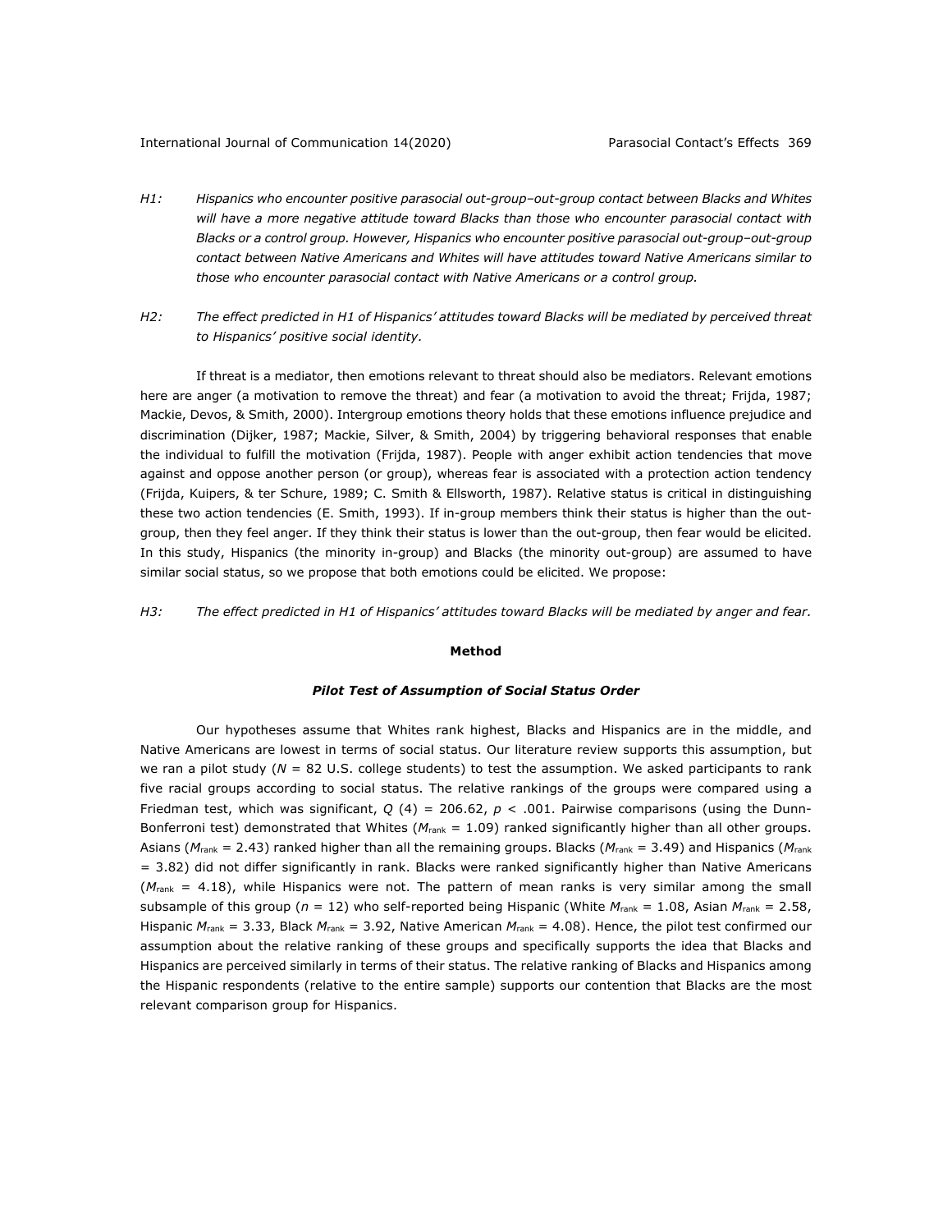*H1: Hispanics who encounter positive parasocial out-group–out-group contact between Blacks and Whites will have a more negative attitude toward Blacks than those who encounter parasocial contact with Blacks or a control group. However, Hispanics who encounter positive parasocial out-group–out-group contact between Native Americans and Whites will have attitudes toward Native Americans similar to those who encounter parasocial contact with Native Americans or a control group.*

*H2: The effect predicted in H1 of Hispanics' attitudes toward Blacks will be mediated by perceived threat to Hispanics' positive social identity.*

If threat is a mediator, then emotions relevant to threat should also be mediators. Relevant emotions here are anger (a motivation to remove the threat) and fear (a motivation to avoid the threat; Frijda, 1987; Mackie, Devos, & Smith, 2000). Intergroup emotions theory holds that these emotions influence prejudice and discrimination (Dijker, 1987; Mackie, Silver, & Smith, 2004) by triggering behavioral responses that enable the individual to fulfill the motivation (Frijda, 1987). People with anger exhibit action tendencies that move against and oppose another person (or group), whereas fear is associated with a protection action tendency (Frijda, Kuipers, & ter Schure, 1989; C. Smith & Ellsworth, 1987). Relative status is critical in distinguishing these two action tendencies (E. Smith, 1993). If in-group members think their status is higher than the out-group, then they feel anger. If they think their status is lower than the out-group, then fear would be elicited. In this study, Hispanics (the minority in-group) and Blacks (the minority out-group) are assumed to have similar social status, so we propose that both emotions could be elicited. We propose:

*H3: The effect predicted in H1 of Hispanics' attitudes toward Blacks will be mediated by anger and fear.*

## Method

### *Pilot Test of Assumption of Social Status Order*

Our hypotheses assume that Whites rank highest, Blacks and Hispanics are in the middle, and Native Americans are lowest in terms of social status. Our literature review supports this assumption, but we ran a pilot study ($N$ = 82 U.S. college students) to test the assumption. We asked participants to rank five racial groups according to social status. The relative rankings of the groups were compared using a Friedman test, which was significant, $Q$ (4) = 206.62, $p < .001$. Pairwise comparisons (using the Dunn-Bonferroni test) demonstrated that Whites ($M_{rank}$ = 1.09) ranked significantly higher than all other groups. Asians ($M_{rank}$ = 2.43) ranked higher than all the remaining groups. Blacks ($M_{rank}$ = 3.49) and Hispanics ($M_{rank}$ = 3.82) did not differ significantly in rank. Blacks were ranked significantly higher than Native Americans ($M_{rank}$ = 4.18), while Hispanics were not. The pattern of mean ranks is very similar among the small subsample of this group ($n$ = 12) who self-reported being Hispanic (White $M_{rank}$ = 1.08, Asian $M_{rank}$ = 2.58, Hispanic $M_{rank}$ = 3.33, Black $M_{rank}$ = 3.92, Native American $M_{rank}$ = 4.08). Hence, the pilot test confirmed our assumption about the relative ranking of these groups and specifically supports the idea that Blacks and Hispanics are perceived similarly in terms of their status. The relative ranking of Blacks and Hispanics among the Hispanic respondents (relative to the entire sample) supports our contention that Blacks are the most relevant comparison group for Hispanics.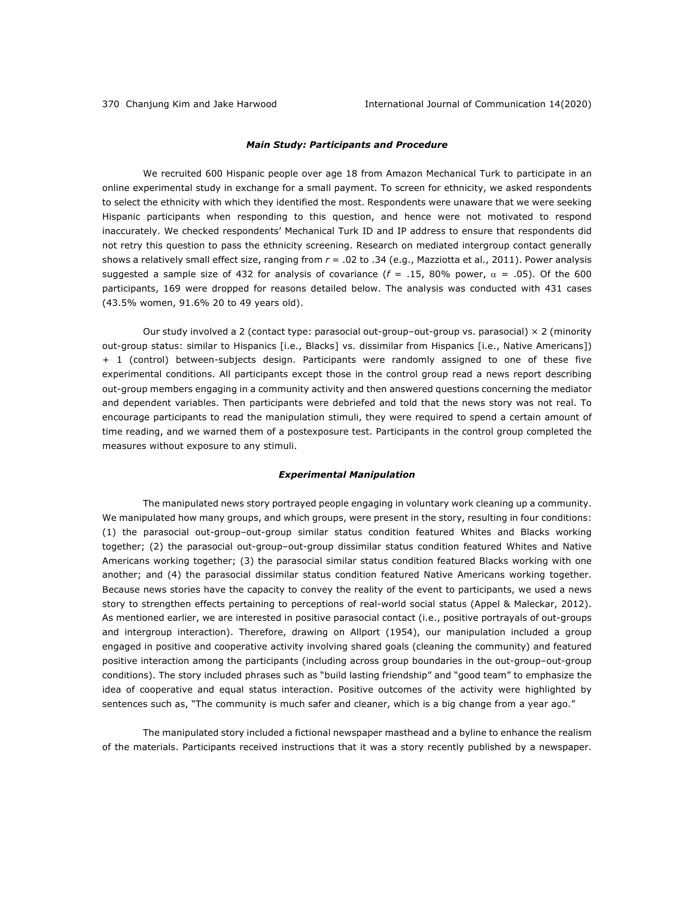### *Main Study: Participants and Procedure*

We recruited 600 Hispanic people over age 18 from Amazon Mechanical Turk to participate in an online experimental study in exchange for a small payment. To screen for ethnicity, we asked respondents to select the ethnicity with which they identified the most. Respondents were unaware that we were seeking Hispanic participants when responding to this question, and hence were not motivated to respond inaccurately. We checked respondents' Mechanical Turk ID and IP address to ensure that respondents did not retry this question to pass the ethnicity screening. Research on mediated intergroup contact generally shows a relatively small effect size, ranging from $r = .02$ to $.34$ (e.g., Mazziotta et al., 2011). Power analysis suggested a sample size of 432 for analysis of covariance ($f = .15$, 80% power, $\alpha = .05$). Of the 600 participants, 169 were dropped for reasons detailed below. The analysis was conducted with 431 cases (43.5% women, 91.6% 20 to 49 years old).

Our study involved a 2 (contact type: parasocial out-group–out-group vs. parasocial) × 2 (minority out-group status: similar to Hispanics [i.e., Blacks] vs. dissimilar from Hispanics [i.e., Native Americans]) + 1 (control) between-subjects design. Participants were randomly assigned to one of these five experimental conditions. All participants except those in the control group read a news report describing out-group members engaging in a community activity and then answered questions concerning the mediator and dependent variables. Then participants were debriefed and told that the news story was not real. To encourage participants to read the manipulation stimuli, they were required to spend a certain amount of time reading, and we warned them of a postexposure test. Participants in the control group completed the measures without exposure to any stimuli.

### *Experimental Manipulation*

The manipulated news story portrayed people engaging in voluntary work cleaning up a community. We manipulated how many groups, and which groups, were present in the story, resulting in four conditions: (1) the parasocial out-group–out-group similar status condition featured Whites and Blacks working together; (2) the parasocial out-group–out-group dissimilar status condition featured Whites and Native Americans working together; (3) the parasocial similar status condition featured Blacks working with one another; and (4) the parasocial dissimilar status condition featured Native Americans working together. Because news stories have the capacity to convey the reality of the event to participants, we used a news story to strengthen effects pertaining to perceptions of real-world social status (Appel & Maleckar, 2012). As mentioned earlier, we are interested in positive parasocial contact (i.e., positive portrayals of out-groups and intergroup interaction). Therefore, drawing on Allport (1954), our manipulation included a group engaged in positive and cooperative activity involving shared goals (cleaning the community) and featured positive interaction among the participants (including across group boundaries in the out-group–out-group conditions). The story included phrases such as "build lasting friendship" and "good team" to emphasize the idea of cooperative and equal status interaction. Positive outcomes of the activity were highlighted by sentences such as, "The community is much safer and cleaner, which is a big change from a year ago."

The manipulated story included a fictional newspaper masthead and a byline to enhance the realism of the materials. Participants received instructions that it was a story recently published by a newspaper.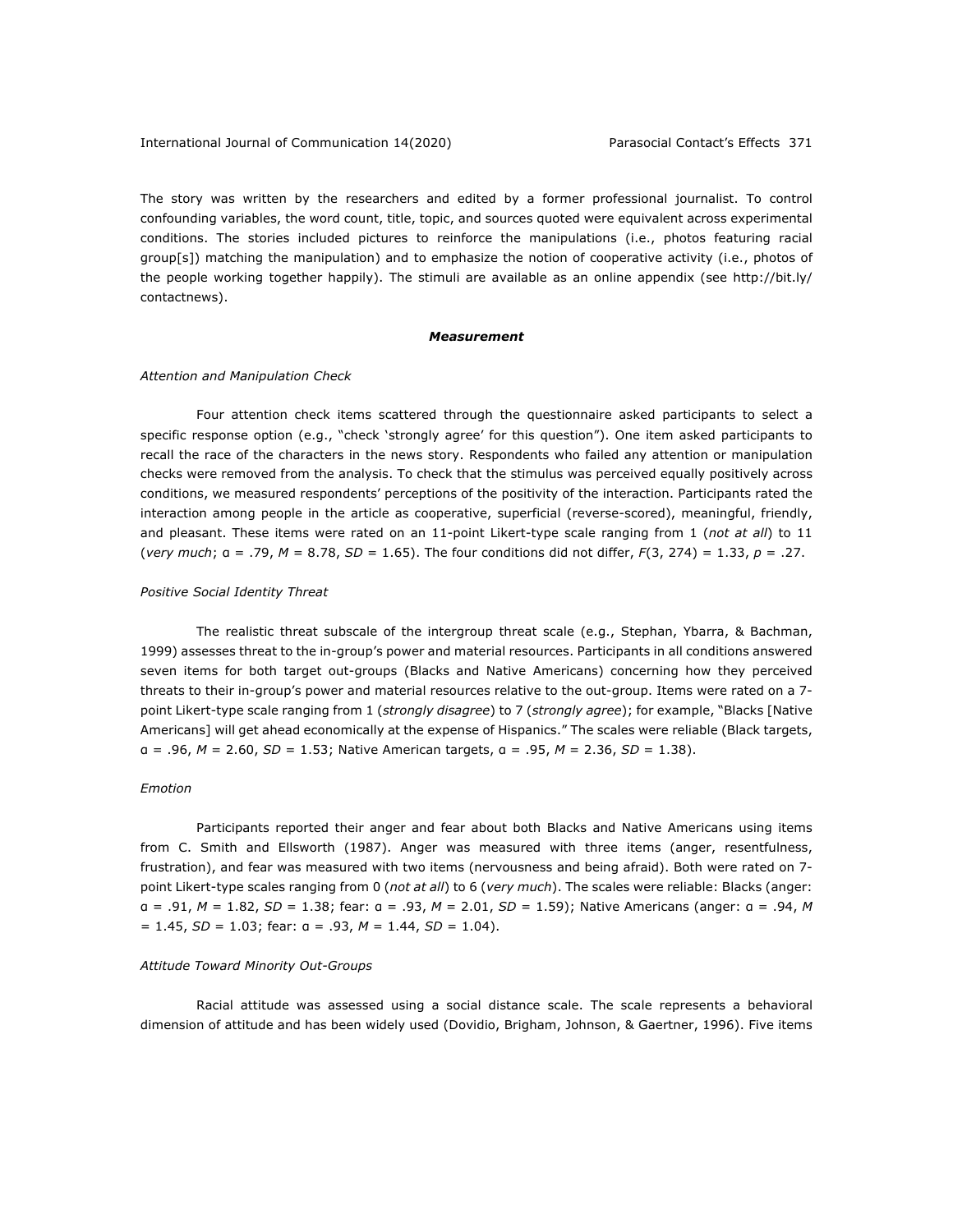The story was written by the researchers and edited by a former professional journalist. To control confounding variables, the word count, title, topic, and sources quoted were equivalent across experimental conditions. The stories included pictures to reinforce the manipulations (i.e., photos featuring racial group[s]) matching the manipulation) and to emphasize the notion of cooperative activity (i.e., photos of the people working together happily). The stimuli are available as an online appendix (see http://bit.ly/contactnews).

### ***Measurement***

#### *Attention and Manipulation Check*

Four attention check items scattered through the questionnaire asked participants to select a specific response option (e.g., "check 'strongly agree' for this question"). One item asked participants to recall the race of the characters in the news story. Respondents who failed any attention or manipulation checks were removed from the analysis. To check that the stimulus was perceived equally positively across conditions, we measured respondents' perceptions of the positivity of the interaction. Participants rated the interaction among people in the article as cooperative, superficial (reverse-scored), meaningful, friendly, and pleasant. These items were rated on an 11-point Likert-type scale ranging from 1 (*not at all*) to 11 (*very much*; $\alpha = .79$, $M = 8.78$, $SD = 1.65$). The four conditions did not differ, $F(3, 274) = 1.33$, $p = .27$.

#### *Positive Social Identity Threat*

The realistic threat subscale of the intergroup threat scale (e.g., Stephan, Ybarra, & Bachman, 1999) assesses threat to the in-group's power and material resources. Participants in all conditions answered seven items for both target out-groups (Blacks and Native Americans) concerning how they perceived threats to their in-group's power and material resources relative to the out-group. Items were rated on a 7-point Likert-type scale ranging from 1 (*strongly disagree*) to 7 (*strongly agree*); for example, "Blacks [Native Americans] will get ahead economically at the expense of Hispanics." The scales were reliable (Black targets, $\alpha = .96$, $M = 2.60$, $SD = 1.53$; Native American targets, $\alpha = .95$, $M = 2.36$, $SD = 1.38$).

#### *Emotion*

Participants reported their anger and fear about both Blacks and Native Americans using items from C. Smith and Ellsworth (1987). Anger was measured with three items (anger, resentfulness, frustration), and fear was measured with two items (nervousness and being afraid). Both were rated on 7-point Likert-type scales ranging from 0 (*not at all*) to 6 (*very much*). The scales were reliable: Blacks (anger: $\alpha = .91$, $M = 1.82$, $SD = 1.38$; fear: $\alpha = .93$, $M = 2.01$, $SD = 1.59$); Native Americans (anger: $\alpha = .94$, $M = 1.45$, $SD = 1.03$; fear: $\alpha = .93$, $M = 1.44$, $SD = 1.04$).

#### *Attitude Toward Minority Out-Groups*

Racial attitude was assessed using a social distance scale. The scale represents a behavioral dimension of attitude and has been widely used (Dovidio, Brigham, Johnson, & Gaertner, 1996). Five items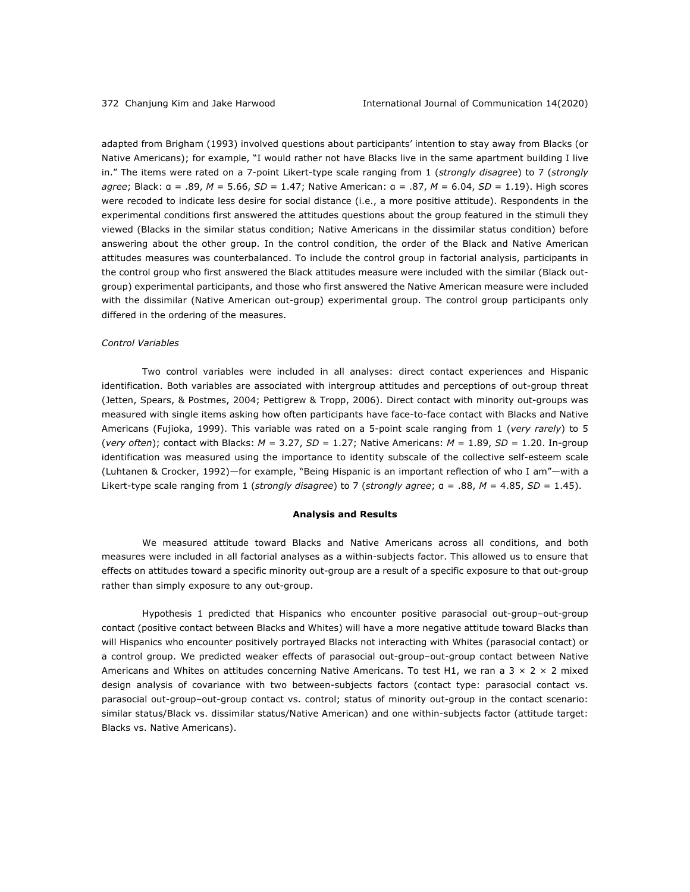adapted from Brigham (1993) involved questions about participants' intention to stay away from Blacks (or Native Americans); for example, "I would rather not have Blacks live in the same apartment building I live in." The items were rated on a 7-point Likert-type scale ranging from 1 (*strongly disagree*) to 7 (*strongly agree*; Black: α = .89, $M$ = 5.66, $SD$ = 1.47; Native American: α = .87, $M$ = 6.04, $SD$ = 1.19). High scores were recoded to indicate less desire for social distance (i.e., a more positive attitude). Respondents in the experimental conditions first answered the attitudes questions about the group featured in the stimuli they viewed (Blacks in the similar status condition; Native Americans in the dissimilar status condition) before answering about the other group. In the control condition, the order of the Black and Native American attitudes measures was counterbalanced. To include the control group in factorial analysis, participants in the control group who first answered the Black attitudes measure were included with the similar (Black out-group) experimental participants, and those who first answered the Native American measure were included with the dissimilar (Native American out-group) experimental group. The control group participants only differed in the ordering of the measures.

### *Control Variables*

Two control variables were included in all analyses: direct contact experiences and Hispanic identification. Both variables are associated with intergroup attitudes and perceptions of out-group threat (Jetten, Spears, & Postmes, 2004; Pettigrew & Tropp, 2006). Direct contact with minority out-groups was measured with single items asking how often participants have face-to-face contact with Blacks and Native Americans (Fujioka, 1999). This variable was rated on a 5-point scale ranging from 1 (*very rarely*) to 5 (*very often*); contact with Blacks: $M$ = 3.27, $SD$ = 1.27; Native Americans: $M$ = 1.89, $SD$ = 1.20. In-group identification was measured using the importance to identity subscale of the collective self-esteem scale (Luhtanen & Crocker, 1992)—for example, "Being Hispanic is an important reflection of who I am"—with a Likert-type scale ranging from 1 (*strongly disagree*) to 7 (*strongly agree*; α = .88, $M$ = 4.85, $SD$ = 1.45).

## **Analysis and Results**

We measured attitude toward Blacks and Native Americans across all conditions, and both measures were included in all factorial analyses as a within-subjects factor. This allowed us to ensure that effects on attitudes toward a specific minority out-group are a result of a specific exposure to that out-group rather than simply exposure to any out-group.

Hypothesis 1 predicted that Hispanics who encounter positive parasocial out-group–out-group contact (positive contact between Blacks and Whites) will have a more negative attitude toward Blacks than will Hispanics who encounter positively portrayed Blacks not interacting with Whites (parasocial contact) or a control group. We predicted weaker effects of parasocial out-group–out-group contact between Native Americans and Whites on attitudes concerning Native Americans. To test H1, we ran a 3 × 2 × 2 mixed design analysis of covariance with two between-subjects factors (contact type: parasocial contact vs. parasocial out-group–out-group contact vs. control; status of minority out-group in the contact scenario: similar status/Black vs. dissimilar status/Native American) and one within-subjects factor (attitude target: Blacks vs. Native Americans).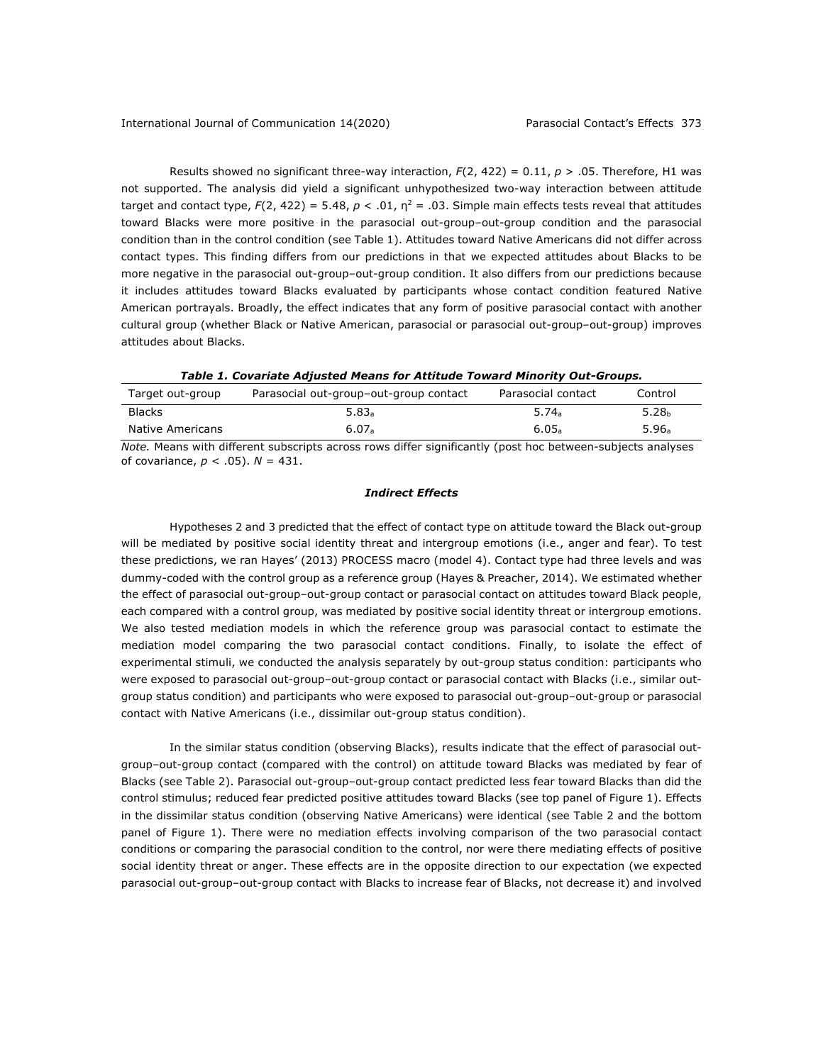Results showed no significant three-way interaction, $F(2, 422) = 0.11$, $p > .05$. Therefore, H1 was not supported. The analysis did yield a significant unhypothesized two-way interaction between attitude target and contact type, $F(2, 422) = 5.48$, $p < .01$, $\eta^2 = .03$. Simple main effects tests reveal that attitudes toward Blacks were more positive in the parasocial out-group–out-group condition and the parasocial condition than in the control condition (see Table 1). Attitudes toward Native Americans did not differ across contact types. This finding differs from our predictions in that we expected attitudes about Blacks to be more negative in the parasocial out-group–out-group condition. It also differs from our predictions because it includes attitudes toward Blacks evaluated by participants whose contact condition featured Native American portrayals. Broadly, the effect indicates that any form of positive parasocial contact with another cultural group (whether Black or Native American, parasocial or parasocial out-group–out-group) improves attitudes about Blacks.

***Table 1. Covariate Adjusted Means for Attitude Toward Minority Out-Groups.***

| Target out-group | Parasocial out-group–out-group contact | Parasocial contact | Control |
|---|---|---|---|
| Blacks | $5.83_a$ | $5.74_a$ | $5.28_b$ |
| Native Americans | $6.07_a$ | $6.05_a$ | $5.96_a$ |

*Note.* Means with different subscripts across rows differ significantly (post hoc between-subjects analyses of covariance, $p < .05$). $N = 431$.

### *Indirect Effects*

Hypotheses 2 and 3 predicted that the effect of contact type on attitude toward the Black out-group will be mediated by positive social identity threat and intergroup emotions (i.e., anger and fear). To test these predictions, we ran Hayes' (2013) PROCESS macro (model 4). Contact type had three levels and was dummy-coded with the control group as a reference group (Hayes & Preacher, 2014). We estimated whether the effect of parasocial out-group–out-group contact or parasocial contact on attitudes toward Black people, each compared with a control group, was mediated by positive social identity threat or intergroup emotions. We also tested mediation models in which the reference group was parasocial contact to estimate the mediation model comparing the two parasocial contact conditions. Finally, to isolate the effect of experimental stimuli, we conducted the analysis separately by out-group status condition: participants who were exposed to parasocial out-group–out-group contact or parasocial contact with Blacks (i.e., similar out-group status condition) and participants who were exposed to parasocial out-group–out-group or parasocial contact with Native Americans (i.e., dissimilar out-group status condition).

In the similar status condition (observing Blacks), results indicate that the effect of parasocial out-group–out-group contact (compared with the control) on attitude toward Blacks was mediated by fear of Blacks (see Table 2). Parasocial out-group–out-group contact predicted less fear toward Blacks than did the control stimulus; reduced fear predicted positive attitudes toward Blacks (see top panel of Figure 1). Effects in the dissimilar status condition (observing Native Americans) were identical (see Table 2 and the bottom panel of Figure 1). There were no mediation effects involving comparison of the two parasocial contact conditions or comparing the parasocial condition to the control, nor were there mediating effects of positive social identity threat or anger. These effects are in the opposite direction to our expectation (we expected parasocial out-group–out-group contact with Blacks to increase fear of Blacks, not decrease it) and involved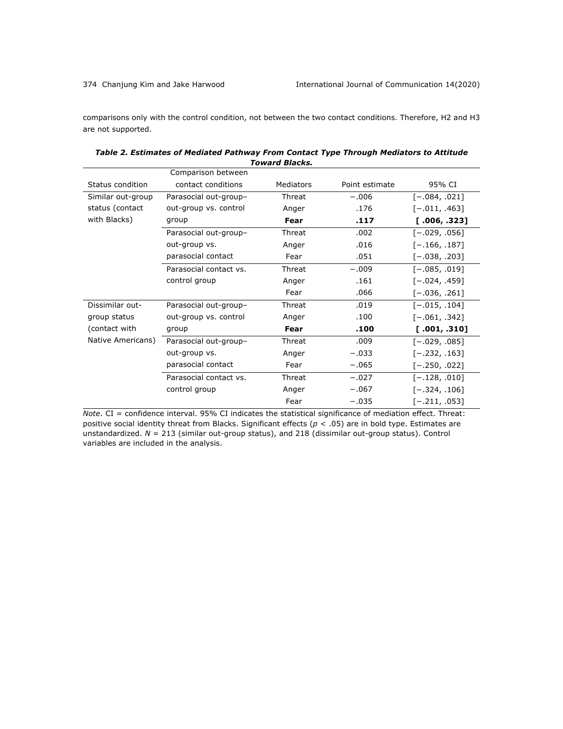comparisons only with the control condition, not between the two contact conditions. Therefore, H2 and H3 are not supported.

***Table 2. Estimates of Mediated Pathway From Contact Type Through Mediators to Attitude Toward Blacks.***

| Status condition | Comparison between contact conditions | Mediators | Point estimate | 95% CI |
|---|---|---|---|---|
| Similar out-group status (contact with Blacks) | Parasocial out-group–out-group vs. control group | Threat | −.006 | [−.084, .021] |
| | | Anger | .176 | [−.011, .463] |
| | | **Fear** | **.117** | **[ .006, .323]** |
| | Parasocial out-group–out-group vs. parasocial contact | Threat | .002 | [−.029, .056] |
| | | Anger | .016 | [−.166, .187] |
| | | Fear | .051 | [−.038, .203] |
| | Parasocial contact vs. control group | Threat | −.009 | [−.085, .019] |
| | | Anger | .161 | [−.024, .459] |
| | | Fear | .066 | [−.036, .261] |
| Dissimilar out-group status (contact with Native Americans) | Parasocial out-group–out-group vs. control group | Threat | .019 | [−.015, .104] |
| | | Anger | .100 | [−.061, .342] |
| | | **Fear** | **.100** | **[ .001, .310]** |
| | Parasocial out-group–out-group vs. parasocial contact | Threat | .009 | [−.029, .085] |
| | | Anger | −.033 | [−.232, .163] |
| | | Fear | −.065 | [−.250, .022] |
| | Parasocial contact vs. control group | Threat | −.027 | [−.128, .010] |
| | | Anger | −.067 | [−.324, .106] |
| | | Fear | −.035 | [−.211, .053] |

*Note*. CI = confidence interval. 95% CI indicates the statistical significance of mediation effect. Threat: positive social identity threat from Blacks. Significant effects ($p < .05$) are in bold type. Estimates are unstandardized. $N$ = 213 (similar out-group status), and 218 (dissimilar out-group status). Control variables are included in the analysis.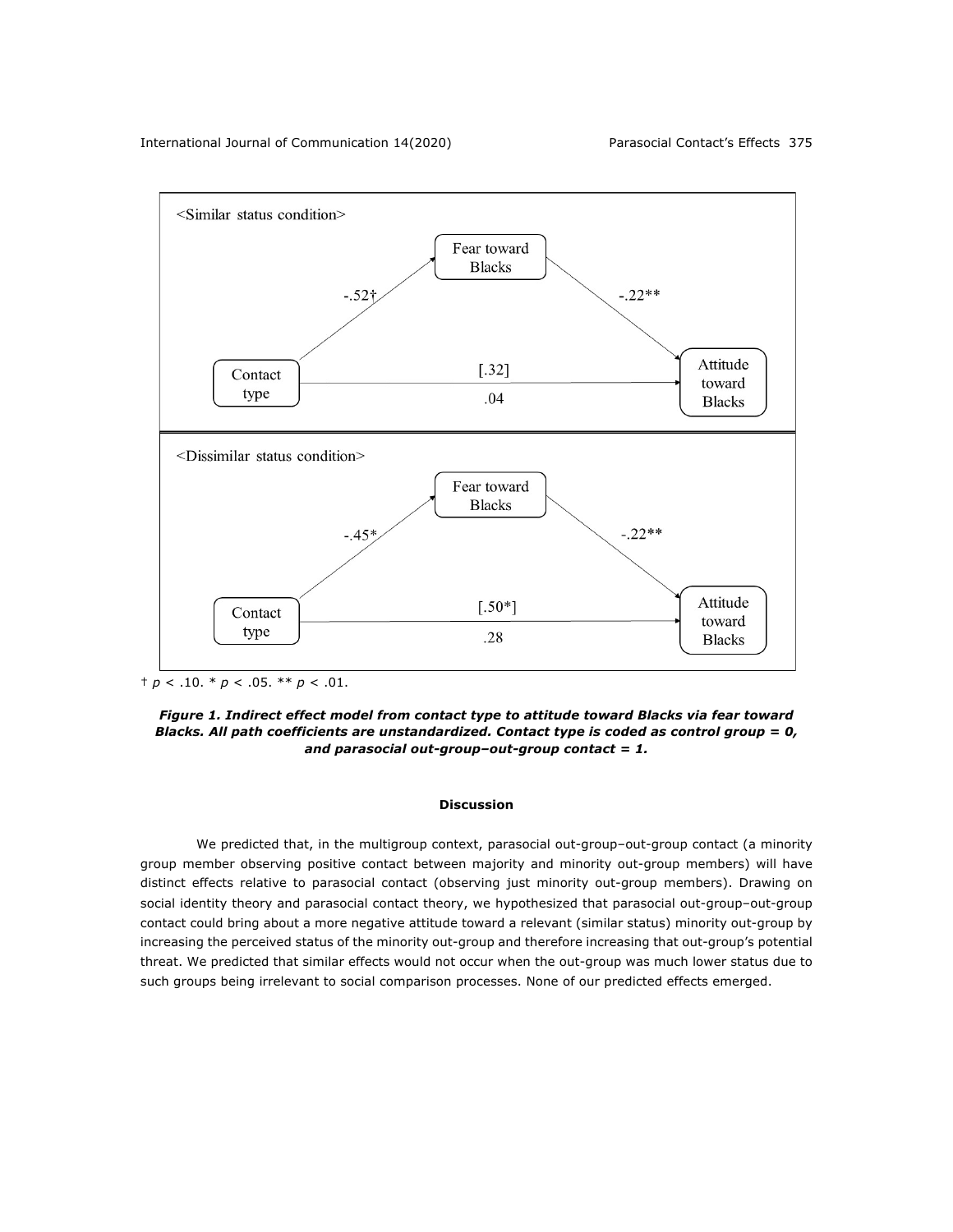<Similar status condition>

Fear toward Blacks

-.52† &nbsp;&nbsp;&nbsp;&nbsp; -.22**

Contact type &nbsp;&nbsp;&nbsp;&nbsp; [.32] .04 &nbsp;&nbsp;&nbsp;&nbsp; Attitude toward Blacks

<Dissimilar status condition>

Fear toward Blacks

-.45* &nbsp;&nbsp;&nbsp;&nbsp; -.22**

Contact type &nbsp;&nbsp;&nbsp;&nbsp; [.50*] .28 &nbsp;&nbsp;&nbsp;&nbsp; Attitude toward Blacks

† $p < .10$. * $p < .05$. ** $p < .01$.

***Figure 1. Indirect effect model from contact type to attitude toward Blacks via fear toward Blacks. All path coefficients are unstandardized. Contact type is coded as control group = 0, and parasocial out-group–out-group contact = 1.***

## Discussion

We predicted that, in the multigroup context, parasocial out-group–out-group contact (a minority group member observing positive contact between majority and minority out-group members) will have distinct effects relative to parasocial contact (observing just minority out-group members). Drawing on social identity theory and parasocial contact theory, we hypothesized that parasocial out-group–out-group contact could bring about a more negative attitude toward a relevant (similar status) minority out-group by increasing the perceived status of the minority out-group and therefore increasing that out-group's potential threat. We predicted that similar effects would not occur when the out-group was much lower status due to such groups being irrelevant to social comparison processes. None of our predicted effects emerged.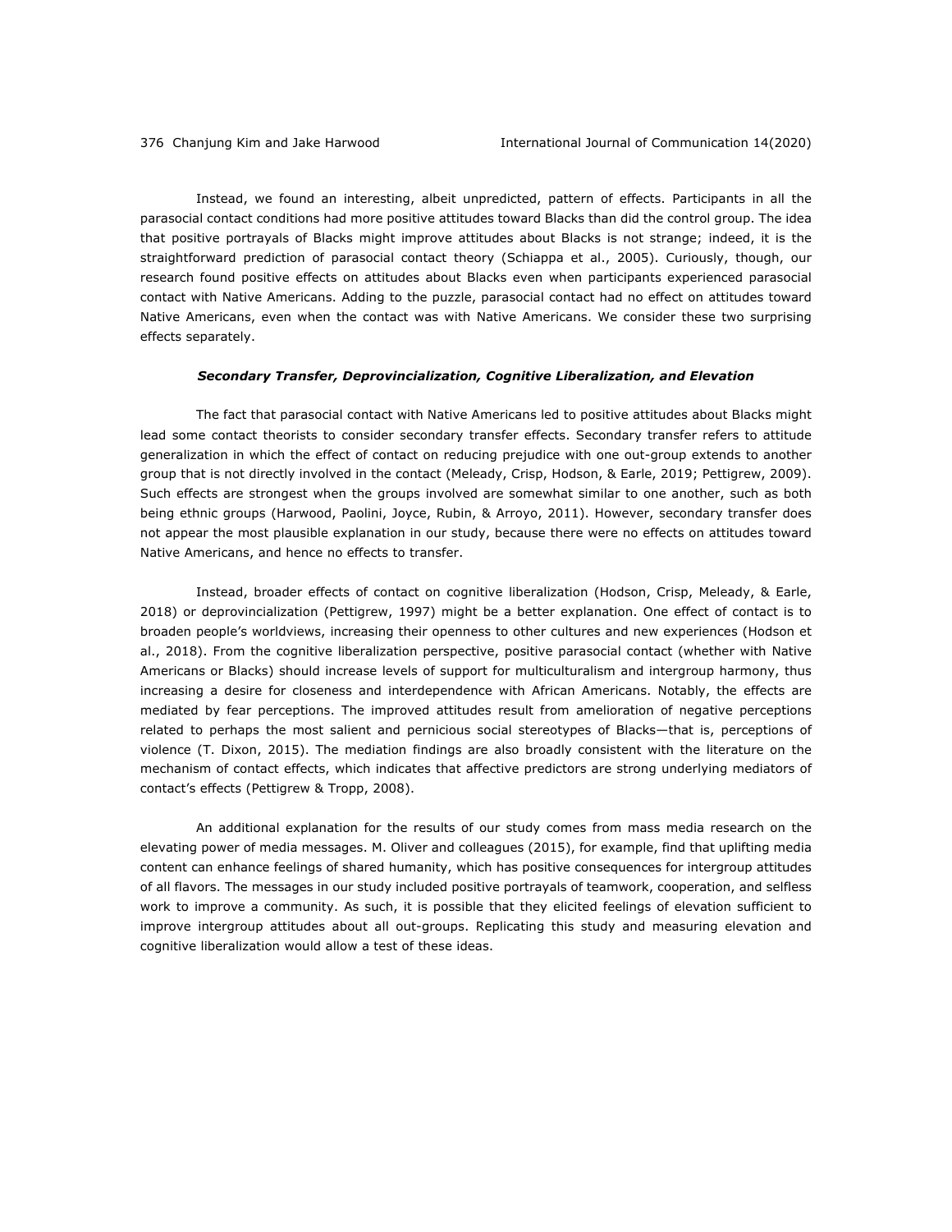Instead, we found an interesting, albeit unpredicted, pattern of effects. Participants in all the parasocial contact conditions had more positive attitudes toward Blacks than did the control group. The idea that positive portrayals of Blacks might improve attitudes about Blacks is not strange; indeed, it is the straightforward prediction of parasocial contact theory (Schiappa et al., 2005). Curiously, though, our research found positive effects on attitudes about Blacks even when participants experienced parasocial contact with Native Americans. Adding to the puzzle, parasocial contact had no effect on attitudes toward Native Americans, even when the contact was with Native Americans. We consider these two surprising effects separately.

### *Secondary Transfer, Deprovincialization, Cognitive Liberalization, and Elevation*

The fact that parasocial contact with Native Americans led to positive attitudes about Blacks might lead some contact theorists to consider secondary transfer effects. Secondary transfer refers to attitude generalization in which the effect of contact on reducing prejudice with one out-group extends to another group that is not directly involved in the contact (Meleady, Crisp, Hodson, & Earle, 2019; Pettigrew, 2009). Such effects are strongest when the groups involved are somewhat similar to one another, such as both being ethnic groups (Harwood, Paolini, Joyce, Rubin, & Arroyo, 2011). However, secondary transfer does not appear the most plausible explanation in our study, because there were no effects on attitudes toward Native Americans, and hence no effects to transfer.

Instead, broader effects of contact on cognitive liberalization (Hodson, Crisp, Meleady, & Earle, 2018) or deprovincialization (Pettigrew, 1997) might be a better explanation. One effect of contact is to broaden people's worldviews, increasing their openness to other cultures and new experiences (Hodson et al., 2018). From the cognitive liberalization perspective, positive parasocial contact (whether with Native Americans or Blacks) should increase levels of support for multiculturalism and intergroup harmony, thus increasing a desire for closeness and interdependence with African Americans. Notably, the effects are mediated by fear perceptions. The improved attitudes result from amelioration of negative perceptions related to perhaps the most salient and pernicious social stereotypes of Blacks—that is, perceptions of violence (T. Dixon, 2015). The mediation findings are also broadly consistent with the literature on the mechanism of contact effects, which indicates that affective predictors are strong underlying mediators of contact's effects (Pettigrew & Tropp, 2008).

An additional explanation for the results of our study comes from mass media research on the elevating power of media messages. M. Oliver and colleagues (2015), for example, find that uplifting media content can enhance feelings of shared humanity, which has positive consequences for intergroup attitudes of all flavors. The messages in our study included positive portrayals of teamwork, cooperation, and selfless work to improve a community. As such, it is possible that they elicited feelings of elevation sufficient to improve intergroup attitudes about all out-groups. Replicating this study and measuring elevation and cognitive liberalization would allow a test of these ideas.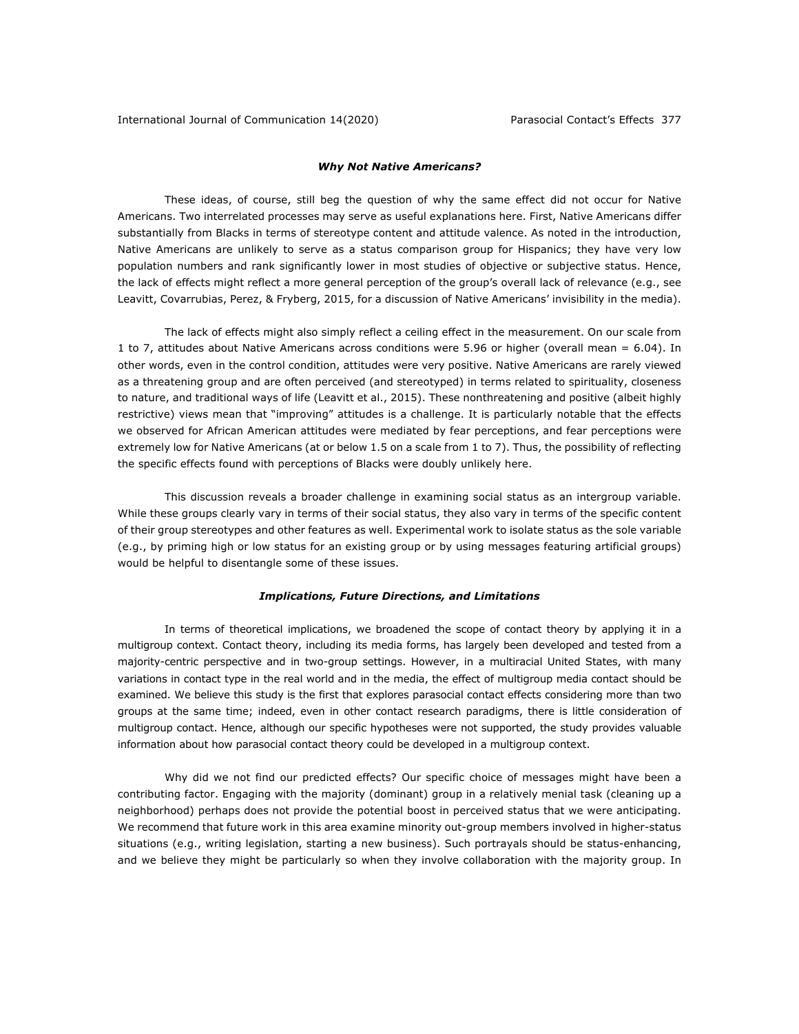### *Why Not Native Americans?*

These ideas, of course, still beg the question of why the same effect did not occur for Native Americans. Two interrelated processes may serve as useful explanations here. First, Native Americans differ substantially from Blacks in terms of stereotype content and attitude valence. As noted in the introduction, Native Americans are unlikely to serve as a status comparison group for Hispanics; they have very low population numbers and rank significantly lower in most studies of objective or subjective status. Hence, the lack of effects might reflect a more general perception of the group's overall lack of relevance (e.g., see Leavitt, Covarrubias, Perez, & Fryberg, 2015, for a discussion of Native Americans' invisibility in the media).

The lack of effects might also simply reflect a ceiling effect in the measurement. On our scale from 1 to 7, attitudes about Native Americans across conditions were 5.96 or higher (overall mean = 6.04). In other words, even in the control condition, attitudes were very positive. Native Americans are rarely viewed as a threatening group and are often perceived (and stereotyped) in terms related to spirituality, closeness to nature, and traditional ways of life (Leavitt et al., 2015). These nonthreatening and positive (albeit highly restrictive) views mean that "improving" attitudes is a challenge. It is particularly notable that the effects we observed for African American attitudes were mediated by fear perceptions, and fear perceptions were extremely low for Native Americans (at or below 1.5 on a scale from 1 to 7). Thus, the possibility of reflecting the specific effects found with perceptions of Blacks were doubly unlikely here.

This discussion reveals a broader challenge in examining social status as an intergroup variable. While these groups clearly vary in terms of their social status, they also vary in terms of the specific content of their group stereotypes and other features as well. Experimental work to isolate status as the sole variable (e.g., by priming high or low status for an existing group or by using messages featuring artificial groups) would be helpful to disentangle some of these issues.

### *Implications, Future Directions, and Limitations*

In terms of theoretical implications, we broadened the scope of contact theory by applying it in a multigroup context. Contact theory, including its media forms, has largely been developed and tested from a majority-centric perspective and in two-group settings. However, in a multiracial United States, with many variations in contact type in the real world and in the media, the effect of multigroup media contact should be examined. We believe this study is the first that explores parasocial contact effects considering more than two groups at the same time; indeed, even in other contact research paradigms, there is little consideration of multigroup contact. Hence, although our specific hypotheses were not supported, the study provides valuable information about how parasocial contact theory could be developed in a multigroup context.

Why did we not find our predicted effects? Our specific choice of messages might have been a contributing factor. Engaging with the majority (dominant) group in a relatively menial task (cleaning up a neighborhood) perhaps does not provide the potential boost in perceived status that we were anticipating. We recommend that future work in this area examine minority out-group members involved in higher-status situations (e.g., writing legislation, starting a new business). Such portrayals should be status-enhancing, and we believe they might be particularly so when they involve collaboration with the majority group. In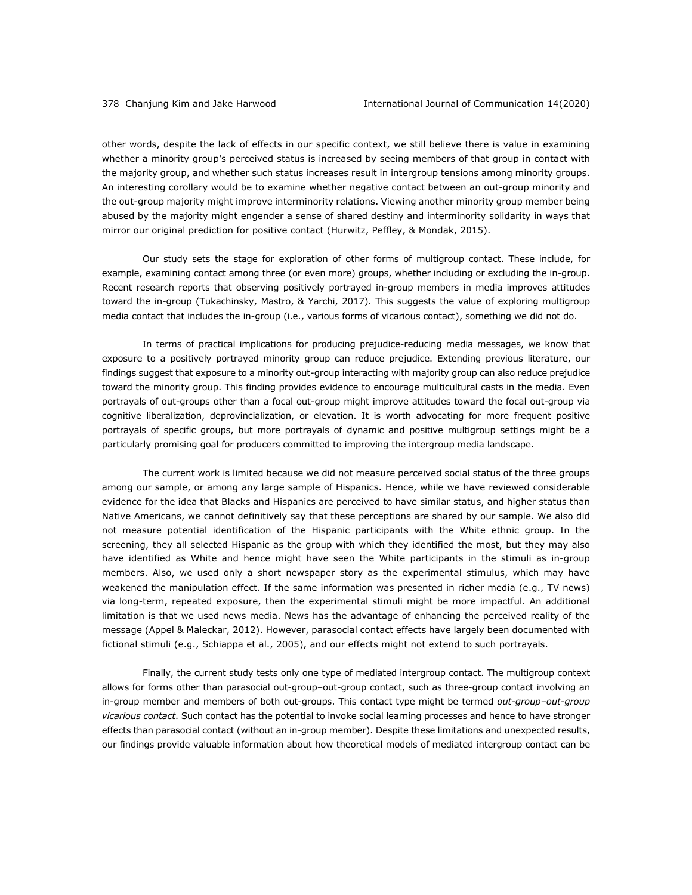other words, despite the lack of effects in our specific context, we still believe there is value in examining whether a minority group's perceived status is increased by seeing members of that group in contact with the majority group, and whether such status increases result in intergroup tensions among minority groups. An interesting corollary would be to examine whether negative contact between an out-group minority and the out-group majority might improve interminority relations. Viewing another minority group member being abused by the majority might engender a sense of shared destiny and interminority solidarity in ways that mirror our original prediction for positive contact (Hurwitz, Peffley, & Mondak, 2015).

Our study sets the stage for exploration of other forms of multigroup contact. These include, for example, examining contact among three (or even more) groups, whether including or excluding the in-group. Recent research reports that observing positively portrayed in-group members in media improves attitudes toward the in-group (Tukachinsky, Mastro, & Yarchi, 2017). This suggests the value of exploring multigroup media contact that includes the in-group (i.e., various forms of vicarious contact), something we did not do.

In terms of practical implications for producing prejudice-reducing media messages, we know that exposure to a positively portrayed minority group can reduce prejudice. Extending previous literature, our findings suggest that exposure to a minority out-group interacting with majority group can also reduce prejudice toward the minority group. This finding provides evidence to encourage multicultural casts in the media. Even portrayals of out-groups other than a focal out-group might improve attitudes toward the focal out-group via cognitive liberalization, deprovincialization, or elevation. It is worth advocating for more frequent positive portrayals of specific groups, but more portrayals of dynamic and positive multigroup settings might be a particularly promising goal for producers committed to improving the intergroup media landscape.

The current work is limited because we did not measure perceived social status of the three groups among our sample, or among any large sample of Hispanics. Hence, while we have reviewed considerable evidence for the idea that Blacks and Hispanics are perceived to have similar status, and higher status than Native Americans, we cannot definitively say that these perceptions are shared by our sample. We also did not measure potential identification of the Hispanic participants with the White ethnic group. In the screening, they all selected Hispanic as the group with which they identified the most, but they may also have identified as White and hence might have seen the White participants in the stimuli as in-group members. Also, we used only a short newspaper story as the experimental stimulus, which may have weakened the manipulation effect. If the same information was presented in richer media (e.g., TV news) via long-term, repeated exposure, then the experimental stimuli might be more impactful. An additional limitation is that we used news media. News has the advantage of enhancing the perceived reality of the message (Appel & Maleckar, 2012). However, parasocial contact effects have largely been documented with fictional stimuli (e.g., Schiappa et al., 2005), and our effects might not extend to such portrayals.

Finally, the current study tests only one type of mediated intergroup contact. The multigroup context allows for forms other than parasocial out-group–out-group contact, such as three-group contact involving an in-group member and members of both out-groups. This contact type might be termed *out-group–out-group vicarious contact*. Such contact has the potential to invoke social learning processes and hence to have stronger effects than parasocial contact (without an in-group member). Despite these limitations and unexpected results, our findings provide valuable information about how theoretical models of mediated intergroup contact can be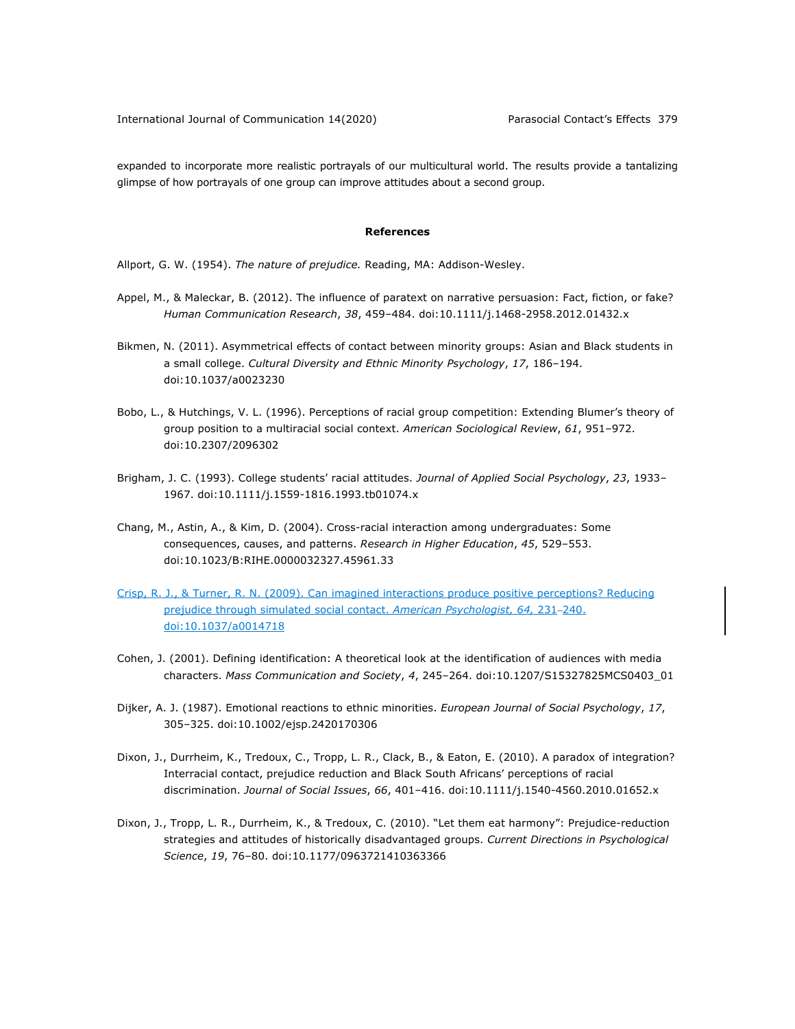expanded to incorporate more realistic portrayals of our multicultural world. The results provide a tantalizing glimpse of how portrayals of one group can improve attitudes about a second group.

## References

Allport, G. W. (1954). *The nature of prejudice.* Reading, MA: Addison-Wesley.

Appel, M., & Maleckar, B. (2012). The influence of paratext on narrative persuasion: Fact, fiction, or fake? *Human Communication Research*, *38*, 459–484. doi:10.1111/j.1468-2958.2012.01432.x

Bikmen, N. (2011). Asymmetrical effects of contact between minority groups: Asian and Black students in a small college. *Cultural Diversity and Ethnic Minority Psychology*, *17*, 186–194. doi:10.1037/a0023230

Bobo, L., & Hutchings, V. L. (1996). Perceptions of racial group competition: Extending Blumer's theory of group position to a multiracial social context. *American Sociological Review*, *61*, 951–972. doi:10.2307/2096302

Brigham, J. C. (1993). College students' racial attitudes. *Journal of Applied Social Psychology*, *23*, 1933–1967. doi:10.1111/j.1559-1816.1993.tb01074.x

Chang, M., Astin, A., & Kim, D. (2004). Cross-racial interaction among undergraduates: Some consequences, causes, and patterns. *Research in Higher Education*, *45*, 529–553. doi:10.1023/B:RIHE.0000032327.45961.33

Crisp, R. J., & Turner, R. N. (2009). Can imagined interactions produce positive perceptions? Reducing prejudice through simulated social contact. *American Psychologist, 64,* 231–240. doi:10.1037/a0014718

Cohen, J. (2001). Defining identification: A theoretical look at the identification of audiences with media characters. *Mass Communication and Society*, *4*, 245–264. doi:10.1207/S15327825MCS0403_01

Dijker, A. J. (1987). Emotional reactions to ethnic minorities. *European Journal of Social Psychology*, *17*, 305–325. doi:10.1002/ejsp.2420170306

Dixon, J., Durrheim, K., Tredoux, C., Tropp, L. R., Clack, B., & Eaton, E. (2010). A paradox of integration? Interracial contact, prejudice reduction and Black South Africans' perceptions of racial discrimination. *Journal of Social Issues*, *66*, 401–416. doi:10.1111/j.1540-4560.2010.01652.x

Dixon, J., Tropp, L. R., Durrheim, K., & Tredoux, C. (2010). "Let them eat harmony": Prejudice-reduction strategies and attitudes of historically disadvantaged groups. *Current Directions in Psychological Science*, *19*, 76–80. doi:10.1177/0963721410363366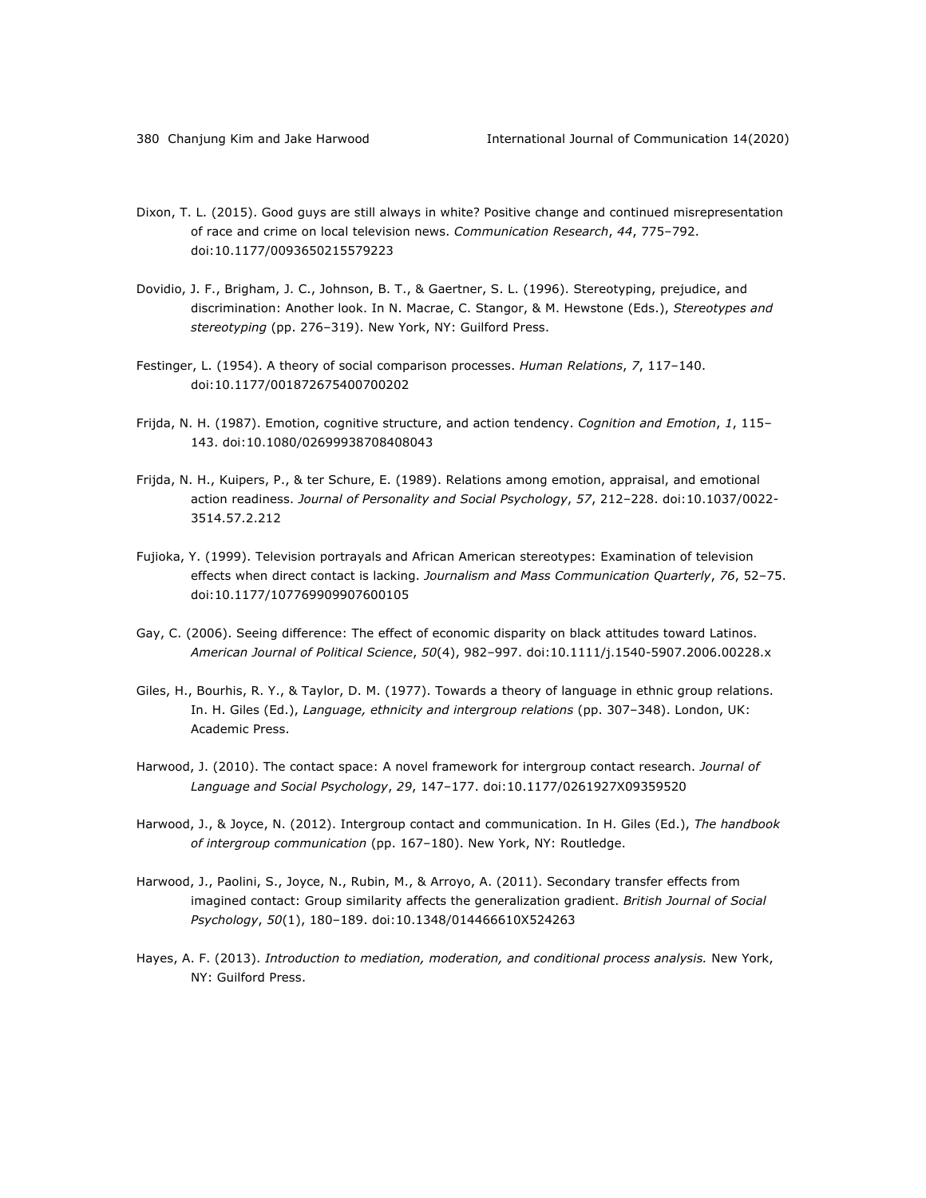Dixon, T. L. (2015). Good guys are still always in white? Positive change and continued misrepresentation of race and crime on local television news. *Communication Research*, *44*, 775–792. doi:10.1177/0093650215579223

Dovidio, J. F., Brigham, J. C., Johnson, B. T., & Gaertner, S. L. (1996). Stereotyping, prejudice, and discrimination: Another look. In N. Macrae, C. Stangor, & M. Hewstone (Eds.), *Stereotypes and stereotyping* (pp. 276–319). New York, NY: Guilford Press.

Festinger, L. (1954). A theory of social comparison processes. *Human Relations*, *7*, 117–140. doi:10.1177/001872675400700202

Frijda, N. H. (1987). Emotion, cognitive structure, and action tendency. *Cognition and Emotion*, *1*, 115–143. doi:10.1080/02699938708408043

Frijda, N. H., Kuipers, P., & ter Schure, E. (1989). Relations among emotion, appraisal, and emotional action readiness. *Journal of Personality and Social Psychology*, *57*, 212–228. doi:10.1037/0022-3514.57.2.212

Fujioka, Y. (1999). Television portrayals and African American stereotypes: Examination of television effects when direct contact is lacking. *Journalism and Mass Communication Quarterly*, *76*, 52–75. doi:10.1177/107769909907600105

Gay, C. (2006). Seeing difference: The effect of economic disparity on black attitudes toward Latinos. *American Journal of Political Science*, *50*(4), 982–997. doi:10.1111/j.1540-5907.2006.00228.x

Giles, H., Bourhis, R. Y., & Taylor, D. M. (1977). Towards a theory of language in ethnic group relations. In H. Giles (Ed.), *Language, ethnicity and intergroup relations* (pp. 307–348). London, UK: Academic Press.

Harwood, J. (2010). The contact space: A novel framework for intergroup contact research. *Journal of Language and Social Psychology*, *29*, 147–177. doi:10.1177/0261927X09359520

Harwood, J., & Joyce, N. (2012). Intergroup contact and communication. In H. Giles (Ed.), *The handbook of intergroup communication* (pp. 167–180). New York, NY: Routledge.

Harwood, J., Paolini, S., Joyce, N., Rubin, M., & Arroyo, A. (2011). Secondary transfer effects from imagined contact: Group similarity affects the generalization gradient. *British Journal of Social Psychology*, *50*(1), 180–189. doi:10.1348/014466610X524263

Hayes, A. F. (2013). *Introduction to mediation, moderation, and conditional process analysis.* New York, NY: Guilford Press.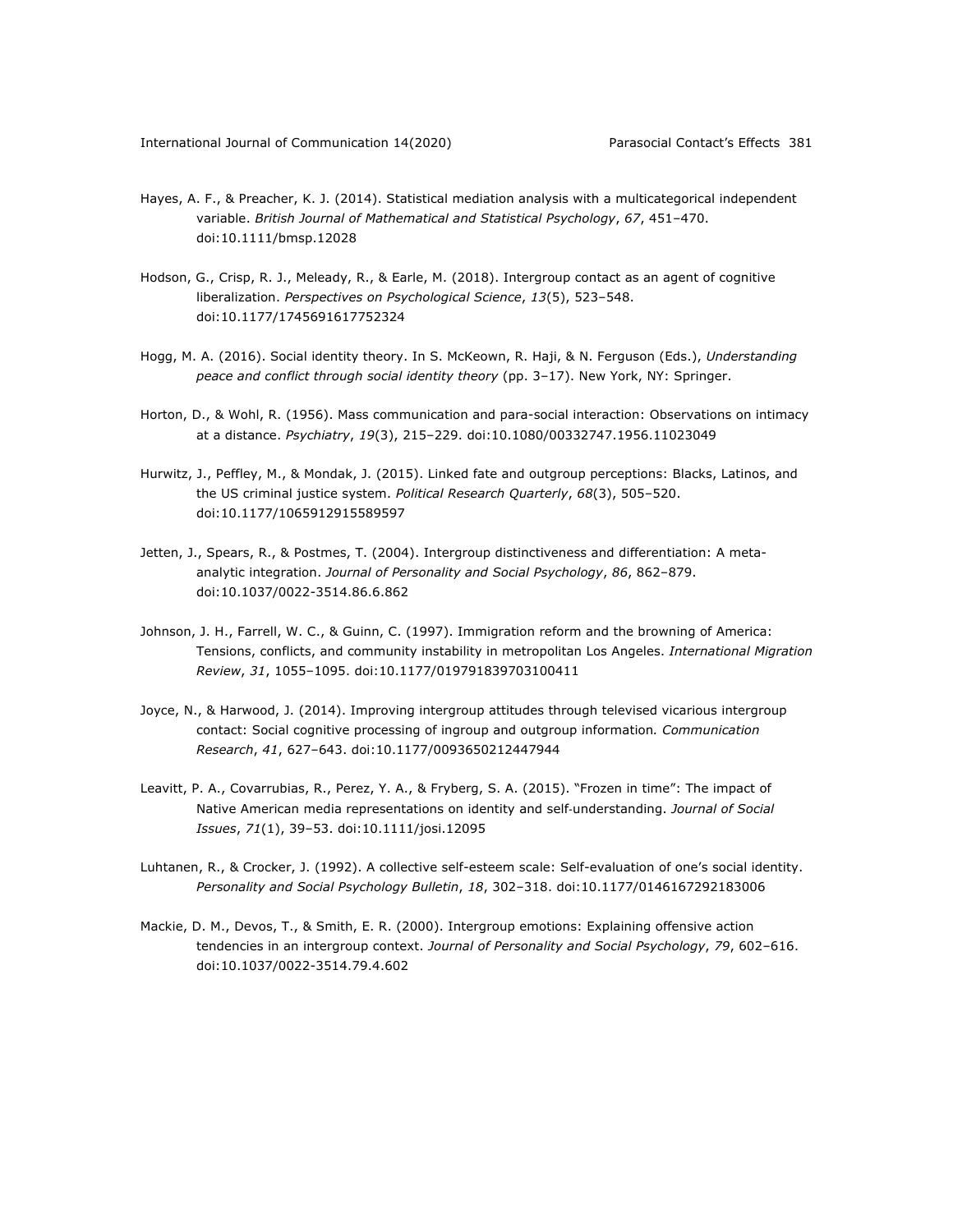Hayes, A. F., & Preacher, K. J. (2014). Statistical mediation analysis with a multicategorical independent variable. *British Journal of Mathematical and Statistical Psychology*, *67*, 451–470. doi:10.1111/bmsp.12028

Hodson, G., Crisp, R. J., Meleady, R., & Earle, M. (2018). Intergroup contact as an agent of cognitive liberalization. *Perspectives on Psychological Science*, *13*(5), 523–548. doi:10.1177/1745691617752324

Hogg, M. A. (2016). Social identity theory. In S. McKeown, R. Haji, & N. Ferguson (Eds.), *Understanding peace and conflict through social identity theory* (pp. 3–17). New York, NY: Springer.

Horton, D., & Wohl, R. (1956). Mass communication and para-social interaction: Observations on intimacy at a distance. *Psychiatry*, *19*(3), 215–229. doi:10.1080/00332747.1956.11023049

Hurwitz, J., Peffley, M., & Mondak, J. (2015). Linked fate and outgroup perceptions: Blacks, Latinos, and the US criminal justice system. *Political Research Quarterly*, *68*(3), 505–520. doi:10.1177/1065912915589597

Jetten, J., Spears, R., & Postmes, T. (2004). Intergroup distinctiveness and differentiation: A meta-analytic integration. *Journal of Personality and Social Psychology*, *86*, 862–879. doi:10.1037/0022-3514.86.6.862

Johnson, J. H., Farrell, W. C., & Guinn, C. (1997). Immigration reform and the browning of America: Tensions, conflicts, and community instability in metropolitan Los Angeles. *International Migration Review*, *31*, 1055–1095. doi:10.1177/019791839703100411

Joyce, N., & Harwood, J. (2014). Improving intergroup attitudes through televised vicarious intergroup contact: Social cognitive processing of ingroup and outgroup information*. Communication Research*, *41*, 627–643. doi:10.1177/0093650212447944

Leavitt, P. A., Covarrubias, R., Perez, Y. A., & Fryberg, S. A. (2015). "Frozen in time": The impact of Native American media representations on identity and self-understanding. *Journal of Social Issues*, *71*(1), 39–53. doi:10.1111/josi.12095

Luhtanen, R., & Crocker, J. (1992). A collective self-esteem scale: Self-evaluation of one's social identity. *Personality and Social Psychology Bulletin*, *18*, 302–318. doi:10.1177/0146167292183006

Mackie, D. M., Devos, T., & Smith, E. R. (2000). Intergroup emotions: Explaining offensive action tendencies in an intergroup context. *Journal of Personality and Social Psychology*, *79*, 602–616. doi:10.1037/0022-3514.79.4.602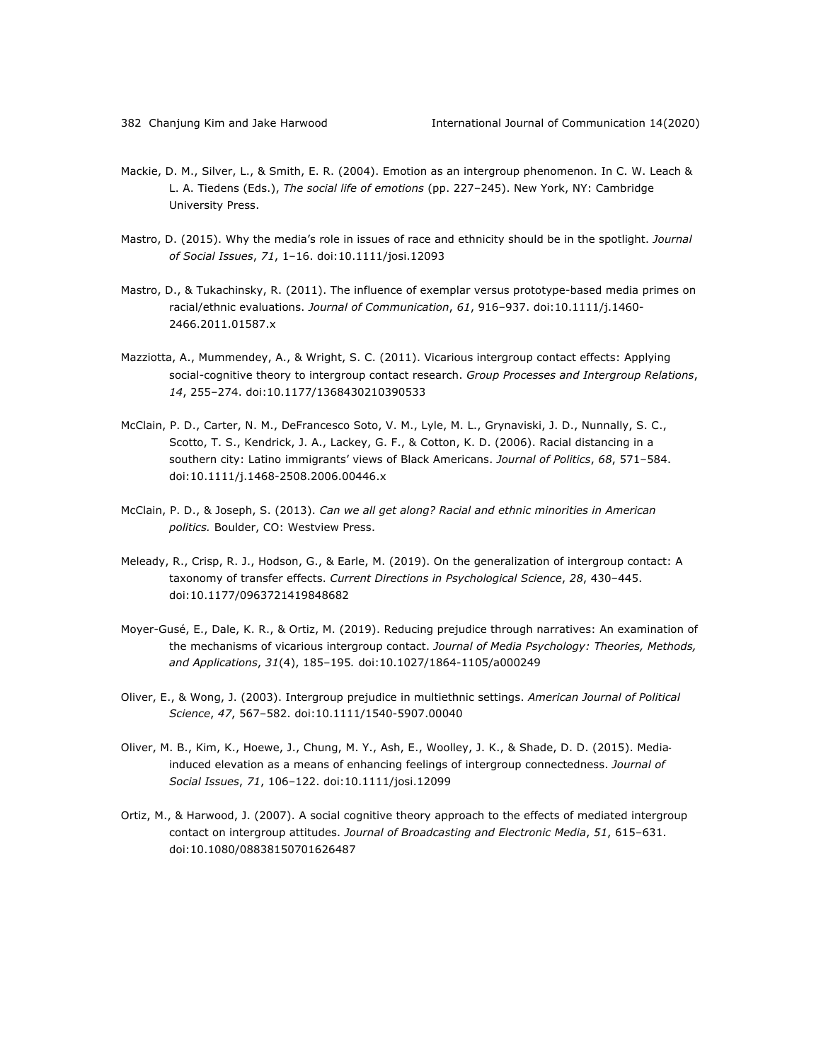Mackie, D. M., Silver, L., & Smith, E. R. (2004). Emotion as an intergroup phenomenon. In C. W. Leach & L. A. Tiedens (Eds.), *The social life of emotions* (pp. 227–245). New York, NY: Cambridge University Press.

Mastro, D. (2015). Why the media's role in issues of race and ethnicity should be in the spotlight. *Journal of Social Issues*, *71*, 1–16. doi:10.1111/josi.12093

Mastro, D., & Tukachinsky, R. (2011). The influence of exemplar versus prototype-based media primes on racial/ethnic evaluations. *Journal of Communication*, *61*, 916–937. doi:10.1111/j.1460-2466.2011.01587.x

Mazziotta, A., Mummendey, A., & Wright, S. C. (2011). Vicarious intergroup contact effects: Applying social-cognitive theory to intergroup contact research. *Group Processes and Intergroup Relations*, *14*, 255–274. doi:10.1177/1368430210390533

McClain, P. D., Carter, N. M., DeFrancesco Soto, V. M., Lyle, M. L., Grynaviski, J. D., Nunnally, S. C., Scotto, T. S., Kendrick, J. A., Lackey, G. F., & Cotton, K. D. (2006). Racial distancing in a southern city: Latino immigrants' views of Black Americans. *Journal of Politics*, *68*, 571–584. doi:10.1111/j.1468-2508.2006.00446.x

McClain, P. D., & Joseph, S. (2013). *Can we all get along? Racial and ethnic minorities in American politics.* Boulder, CO: Westview Press.

Meleady, R., Crisp, R. J., Hodson, G., & Earle, M. (2019). On the generalization of intergroup contact: A taxonomy of transfer effects. *Current Directions in Psychological Science*, *28*, 430–445. doi:10.1177/0963721419848682

Moyer-Gusé, E., Dale, K. R., & Ortiz, M. (2019). Reducing prejudice through narratives: An examination of the mechanisms of vicarious intergroup contact. *Journal of Media Psychology: Theories, Methods, and Applications*, *31*(4), 185–195. doi:10.1027/1864-1105/a000249

Oliver, E., & Wong, J. (2003). Intergroup prejudice in multiethnic settings. *American Journal of Political Science*, *47*, 567–582. doi:10.1111/1540-5907.00040

Oliver, M. B., Kim, K., Hoewe, J., Chung, M. Y., Ash, E., Woolley, J. K., & Shade, D. D. (2015). Media-induced elevation as a means of enhancing feelings of intergroup connectedness. *Journal of Social Issues*, *71*, 106–122. doi:10.1111/josi.12099

Ortiz, M., & Harwood, J. (2007). A social cognitive theory approach to the effects of mediated intergroup contact on intergroup attitudes. *Journal of Broadcasting and Electronic Media*, *51*, 615–631. doi:10.1080/08838150701626487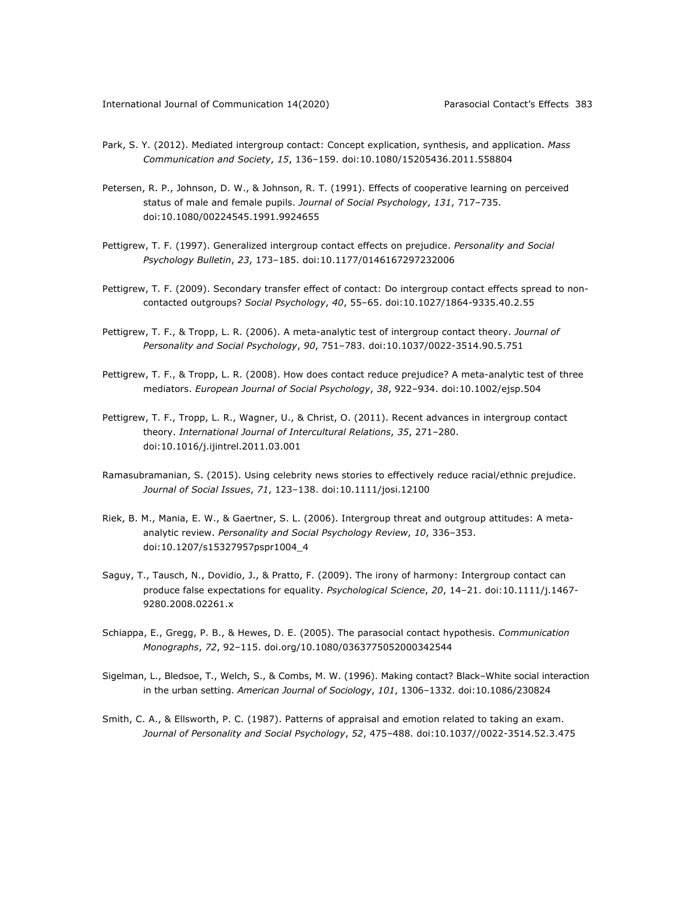Park, S. Y. (2012). Mediated intergroup contact: Concept explication, synthesis, and application. *Mass Communication and Society*, *15*, 136–159. doi:10.1080/15205436.2011.558804

Petersen, R. P., Johnson, D. W., & Johnson, R. T. (1991). Effects of cooperative learning on perceived status of male and female pupils. *Journal of Social Psychology*, *131*, 717–735. doi:10.1080/00224545.1991.9924655

Pettigrew, T. F. (1997). Generalized intergroup contact effects on prejudice. *Personality and Social Psychology Bulletin*, *23*, 173–185. doi:10.1177/0146167297232006

Pettigrew, T. F. (2009). Secondary transfer effect of contact: Do intergroup contact effects spread to non-contacted outgroups? *Social Psychology*, *40*, 55–65. doi:10.1027/1864-9335.40.2.55

Pettigrew, T. F., & Tropp, L. R. (2006). A meta-analytic test of intergroup contact theory. *Journal of Personality and Social Psychology*, *90*, 751–783. doi:10.1037/0022-3514.90.5.751

Pettigrew, T. F., & Tropp, L. R. (2008). How does contact reduce prejudice? A meta-analytic test of three mediators. *European Journal of Social Psychology*, *38*, 922–934. doi:10.1002/ejsp.504

Pettigrew, T. F., Tropp, L. R., Wagner, U., & Christ, O. (2011). Recent advances in intergroup contact theory. *International Journal of Intercultural Relations*, *35*, 271–280. doi:10.1016/j.ijintrel.2011.03.001

Ramasubramanian, S. (2015). Using celebrity news stories to effectively reduce racial/ethnic prejudice. *Journal of Social Issues*, *71*, 123–138. doi:10.1111/josi.12100

Riek, B. M., Mania, E. W., & Gaertner, S. L. (2006). Intergroup threat and outgroup attitudes: A meta-analytic review. *Personality and Social Psychology Review*, *10*, 336–353. doi:10.1207/s15327957pspr1004_4

Saguy, T., Tausch, N., Dovidio, J., & Pratto, F. (2009). The irony of harmony: Intergroup contact can produce false expectations for equality. *Psychological Science*, *20*, 14–21. doi:10.1111/j.1467-9280.2008.02261.x

Schiappa, E., Gregg, P. B., & Hewes, D. E. (2005). The parasocial contact hypothesis. *Communication Monographs*, *72*, 92–115. doi.org/10.1080/0363775052000342544

Sigelman, L., Bledsoe, T., Welch, S., & Combs, M. W. (1996). Making contact? Black–White social interaction in the urban setting. *American Journal of Sociology*, *101*, 1306–1332. doi:10.1086/230824

Smith, C. A., & Ellsworth, P. C. (1987). Patterns of appraisal and emotion related to taking an exam. *Journal of Personality and Social Psychology*, *52*, 475–488. doi:10.1037//0022-3514.52.3.475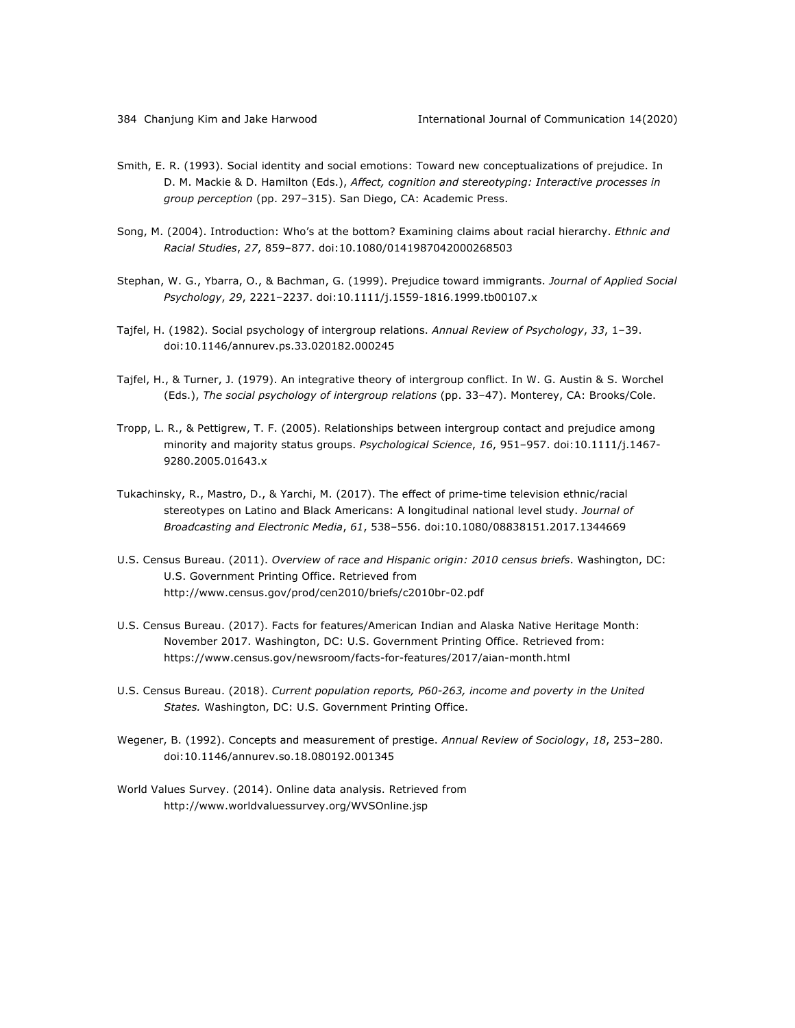Smith, E. R. (1993). Social identity and social emotions: Toward new conceptualizations of prejudice. In D. M. Mackie & D. Hamilton (Eds.), *Affect, cognition and stereotyping: Interactive processes in group perception* (pp. 297–315). San Diego, CA: Academic Press.

Song, M. (2004). Introduction: Who's at the bottom? Examining claims about racial hierarchy. *Ethnic and Racial Studies*, *27*, 859–877. doi:10.1080/0141987042000268503

Stephan, W. G., Ybarra, O., & Bachman, G. (1999). Prejudice toward immigrants. *Journal of Applied Social Psychology*, *29*, 2221–2237. doi:10.1111/j.1559-1816.1999.tb00107.x

Tajfel, H. (1982). Social psychology of intergroup relations. *Annual Review of Psychology*, *33*, 1–39. doi:10.1146/annurev.ps.33.020182.000245

Tajfel, H., & Turner, J. (1979). An integrative theory of intergroup conflict. In W. G. Austin & S. Worchel (Eds.), *The social psychology of intergroup relations* (pp. 33–47). Monterey, CA: Brooks/Cole.

Tropp, L. R., & Pettigrew, T. F. (2005). Relationships between intergroup contact and prejudice among minority and majority status groups. *Psychological Science*, *16*, 951–957. doi:10.1111/j.1467-9280.2005.01643.x

Tukachinsky, R., Mastro, D., & Yarchi, M. (2017). The effect of prime-time television ethnic/racial stereotypes on Latino and Black Americans: A longitudinal national level study. *Journal of Broadcasting and Electronic Media*, *61*, 538–556. doi:10.1080/08838151.2017.1344669

U.S. Census Bureau. (2011). *Overview of race and Hispanic origin: 2010 census briefs*. Washington, DC: U.S. Government Printing Office. Retrieved from http://www.census.gov/prod/cen2010/briefs/c2010br-02.pdf

U.S. Census Bureau. (2017). Facts for features/American Indian and Alaska Native Heritage Month: November 2017. Washington, DC: U.S. Government Printing Office. Retrieved from: https://www.census.gov/newsroom/facts-for-features/2017/aian-month.html

U.S. Census Bureau. (2018). *Current population reports, P60-263, income and poverty in the United States.* Washington, DC: U.S. Government Printing Office.

Wegener, B. (1992). Concepts and measurement of prestige. *Annual Review of Sociology*, *18*, 253–280. doi:10.1146/annurev.so.18.080192.001345

World Values Survey. (2014). Online data analysis. Retrieved from http://www.worldvaluessurvey.org/WVSOnline.jsp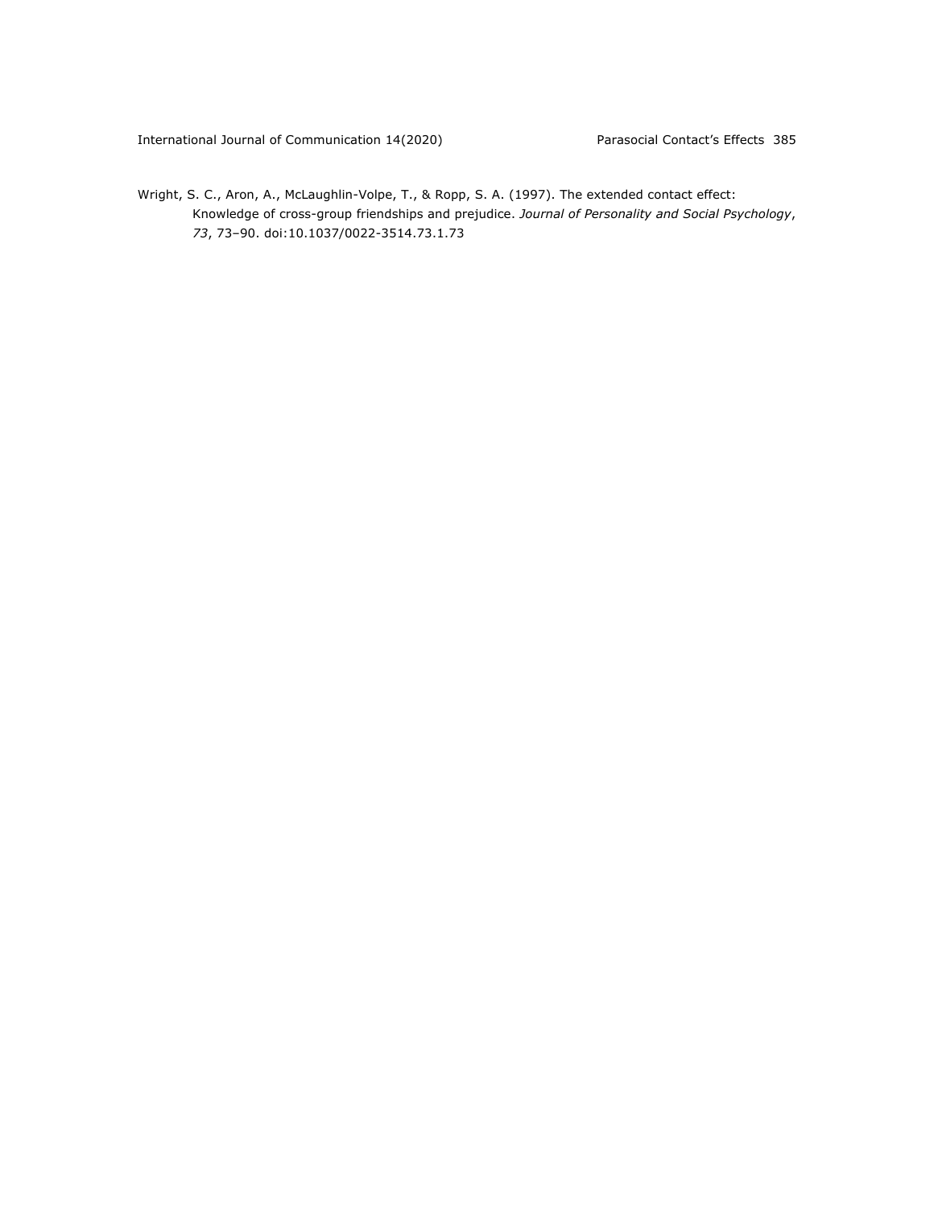Wright, S. C., Aron, A., McLaughlin-Volpe, T., & Ropp, S. A. (1997). The extended contact effect: Knowledge of cross-group friendships and prejudice. *Journal of Personality and Social Psychology*, *73*, 73–90. doi:10.1037/0022-3514.73.1.73